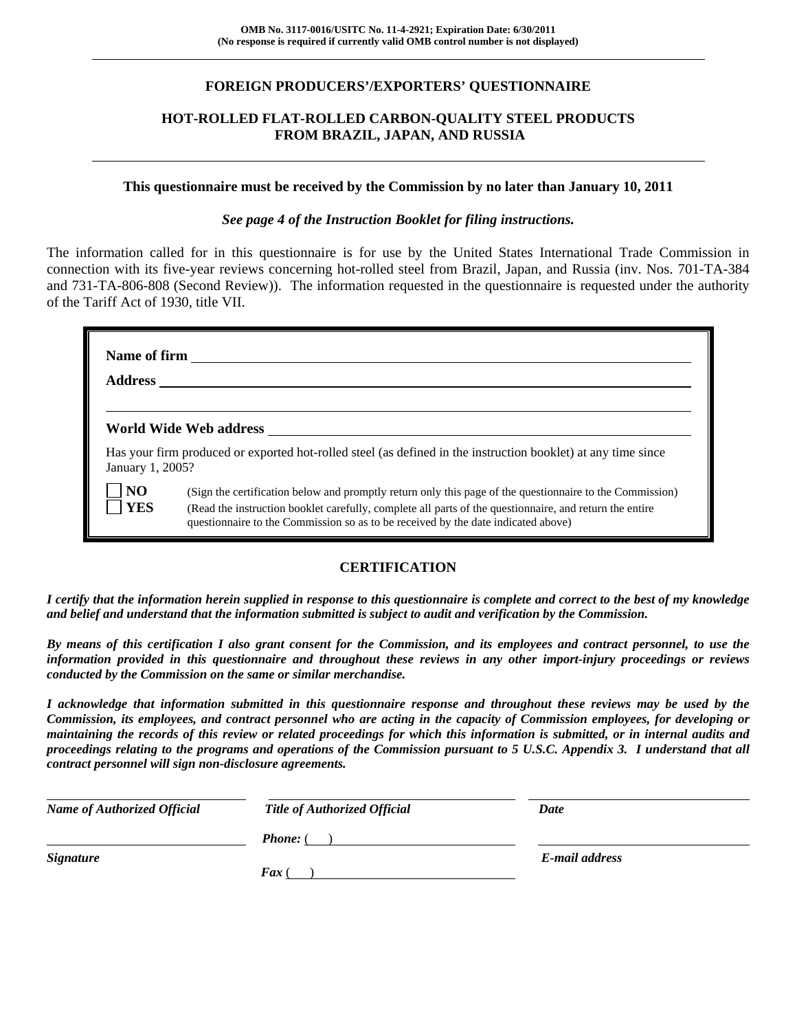**OMB No. 3117-0016/USITC No. 11-4-2921; Expiration Date: 6/30/2011**
**(No response is required if currently valid OMB control number is not displayed)**

---

# FOREIGN PRODUCERS'/EXPORTERS' QUESTIONNAIRE

## HOT-ROLLED FLAT-ROLLED CARBON-QUALITY STEEL PRODUCTS FROM BRAZIL, JAPAN, AND RUSSIA

---

**This questionnaire must be received by the Commission by no later than January 10, 2011**

***See page 4 of the Instruction Booklet for filing instructions.***

The information called for in this questionnaire is for use by the United States International Trade Commission in connection with its five-year reviews concerning hot-rolled steel from Brazil, Japan, and Russia (inv. Nos. 701-TA-384 and 731-TA-806-808 (Second Review)). The information requested in the questionnaire is requested under the authority of the Tariff Act of 1930, title VII.

**Name of firm** \_\_\_\_\_\_\_\_\_\_\_\_\_\_\_\_\_\_\_\_\_\_\_\_\_\_\_\_\_\_\_\_\_\_\_\_\_\_\_\_

**Address** \_\_\_\_\_\_\_\_\_\_\_\_\_\_\_\_\_\_\_\_\_\_\_\_\_\_\_\_\_\_\_\_\_\_\_\_\_\_\_\_

\_\_\_\_\_\_\_\_\_\_\_\_\_\_\_\_\_\_\_\_\_\_\_\_\_\_\_\_\_\_\_\_\_\_\_\_\_\_\_\_

**World Wide Web address** \_\_\_\_\_\_\_\_\_\_\_\_\_\_\_\_\_\_\_\_\_\_\_\_\_\_\_\_\_\_\_\_\_\_\_\_\_\_\_\_

Has your firm produced or exported hot-rolled steel (as defined in the instruction booklet) at any time since January 1, 2005?

- ☐ **NO** (Sign the certification below and promptly return only this page of the questionnaire to the Commission)
- ☐ **YES** (Read the instruction booklet carefully, complete all parts of the questionnaire, and return the entire questionnaire to the Commission so as to be received by the date indicated above)

## CERTIFICATION

***I certify that the information herein supplied in response to this questionnaire is complete and correct to the best of my knowledge and belief and understand that the information submitted is subject to audit and verification by the Commission.***

***By means of this certification I also grant consent for the Commission, and its employees and contract personnel, to use the information provided in this questionnaire and throughout these reviews in any other import-injury proceedings or reviews conducted by the Commission on the same or similar merchandise.***

***I acknowledge that information submitted in this questionnaire response and throughout these reviews may be used by the Commission, its employees, and contract personnel who are acting in the capacity of Commission employees, for developing or maintaining the records of this review or related proceedings for which this information is submitted, or in internal audits and proceedings relating to the programs and operations of the Commission pursuant to 5 U.S.C. Appendix 3. I understand that all contract personnel will sign non-disclosure agreements.***

| | | |
|---|---|---|
| ***Name of Authorized Official*** | ***Title of Authorized Official*** | ***Date*** |
| | ***Phone:*** ( ) | |
| ***Signature*** | ***Fax*** ( ) | ***E-mail address*** |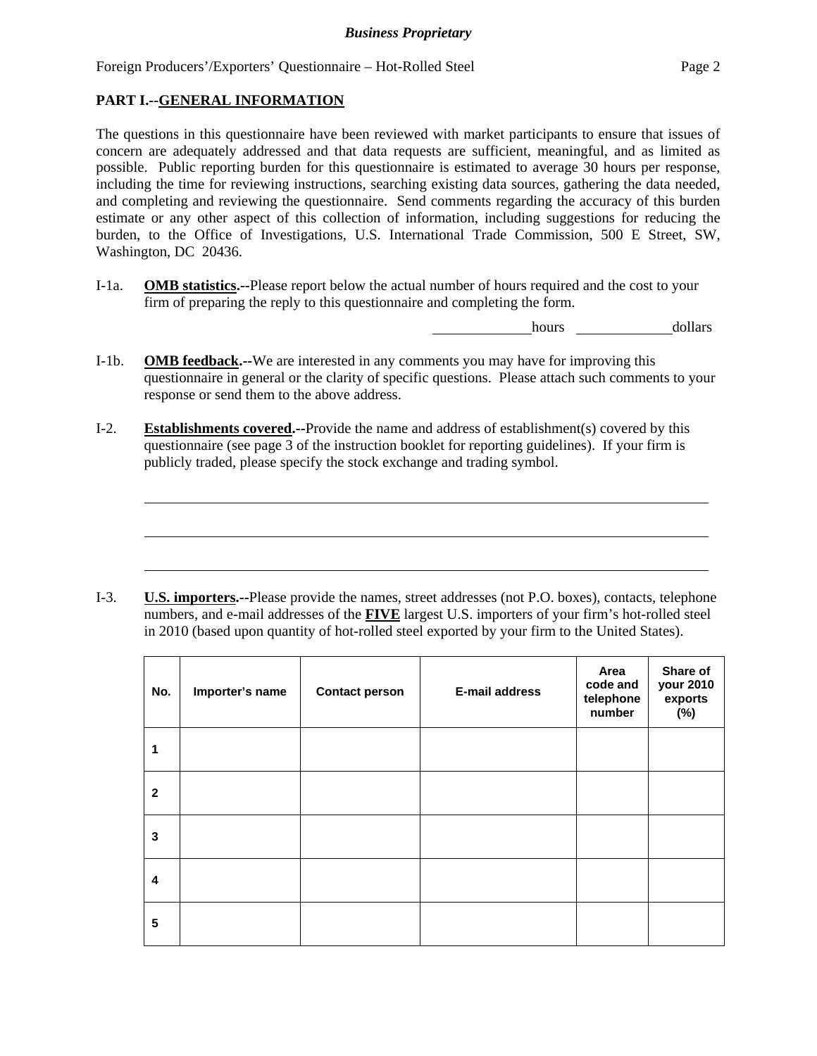**PART I.--GENERAL INFORMATION**

The questions in this questionnaire have been reviewed with market participants to ensure that issues of concern are adequately addressed and that data requests are sufficient, meaningful, and as limited as possible. Public reporting burden for this questionnaire is estimated to average 30 hours per response, including the time for reviewing instructions, searching existing data sources, gathering the data needed, and completing and reviewing the questionnaire. Send comments regarding the accuracy of this burden estimate or any other aspect of this collection of information, including suggestions for reducing the burden, to the Office of Investigations, U.S. International Trade Commission, 500 E Street, SW, Washington, DC 20436.

I-1a. **OMB statistics.--**Please report below the actual number of hours required and the cost to your firm of preparing the reply to this questionnaire and completing the form.

_____________hours _____________dollars

I-1b. **OMB feedback.--**We are interested in any comments you may have for improving this questionnaire in general or the clarity of specific questions. Please attach such comments to your response or send them to the above address.

I-2. **Establishments covered.--**Provide the name and address of establishment(s) covered by this questionnaire (see page 3 of the instruction booklet for reporting guidelines). If your firm is publicly traded, please specify the stock exchange and trading symbol.

_______________________________________________________________

_______________________________________________________________

_______________________________________________________________

I-3. **U.S. importers.--**Please provide the names, street addresses (not P.O. boxes), contacts, telephone numbers, and e-mail addresses of the **FIVE** largest U.S. importers of your firm's hot-rolled steel in 2010 (based upon quantity of hot-rolled steel exported by your firm to the United States).

| No. | Importer's name | Contact person | E-mail address | Area code and telephone number | Share of your 2010 exports (%) |
|---|---|---|---|---|---|
| 1 | | | | | |
| 2 | | | | | |
| 3 | | | | | |
| 4 | | | | | |
| 5 | | | | | |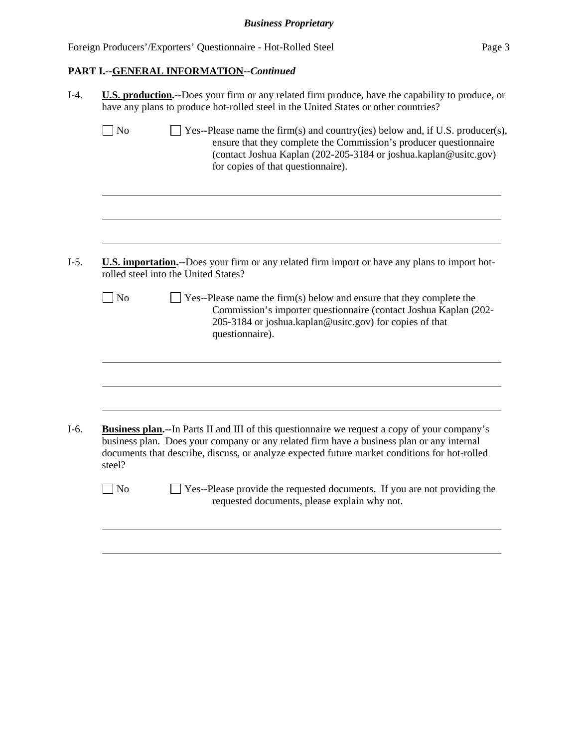## PART I.--GENERAL INFORMATION--*Continued*

I-4. **U.S. production.**--Does your firm or any related firm produce, have the capability to produce, or have any plans to produce hot-rolled steel in the United States or other countries?

☐ No ☐ Yes--Please name the firm(s) and country(ies) below and, if U.S. producer(s), ensure that they complete the Commission's producer questionnaire (contact Joshua Kaplan (202-205-3184 or joshua.kaplan@usitc.gov) for copies of that questionnaire).

______________________________________________________________________

______________________________________________________________________

______________________________________________________________________

I-5. **U.S. importation.**--Does your firm or any related firm import or have any plans to import hot-rolled steel into the United States?

☐ No ☐ Yes--Please name the firm(s) below and ensure that they complete the Commission's importer questionnaire (contact Joshua Kaplan (202-205-3184 or joshua.kaplan@usitc.gov) for copies of that questionnaire).

______________________________________________________________________

______________________________________________________________________

______________________________________________________________________

I-6. **Business plan.**--In Parts II and III of this questionnaire we request a copy of your company's business plan. Does your company or any related firm have a business plan or any internal documents that describe, discuss, or analyze expected future market conditions for hot-rolled steel?

☐ No ☐ Yes--Please provide the requested documents. If you are not providing the requested documents, please explain why not.

______________________________________________________________________

______________________________________________________________________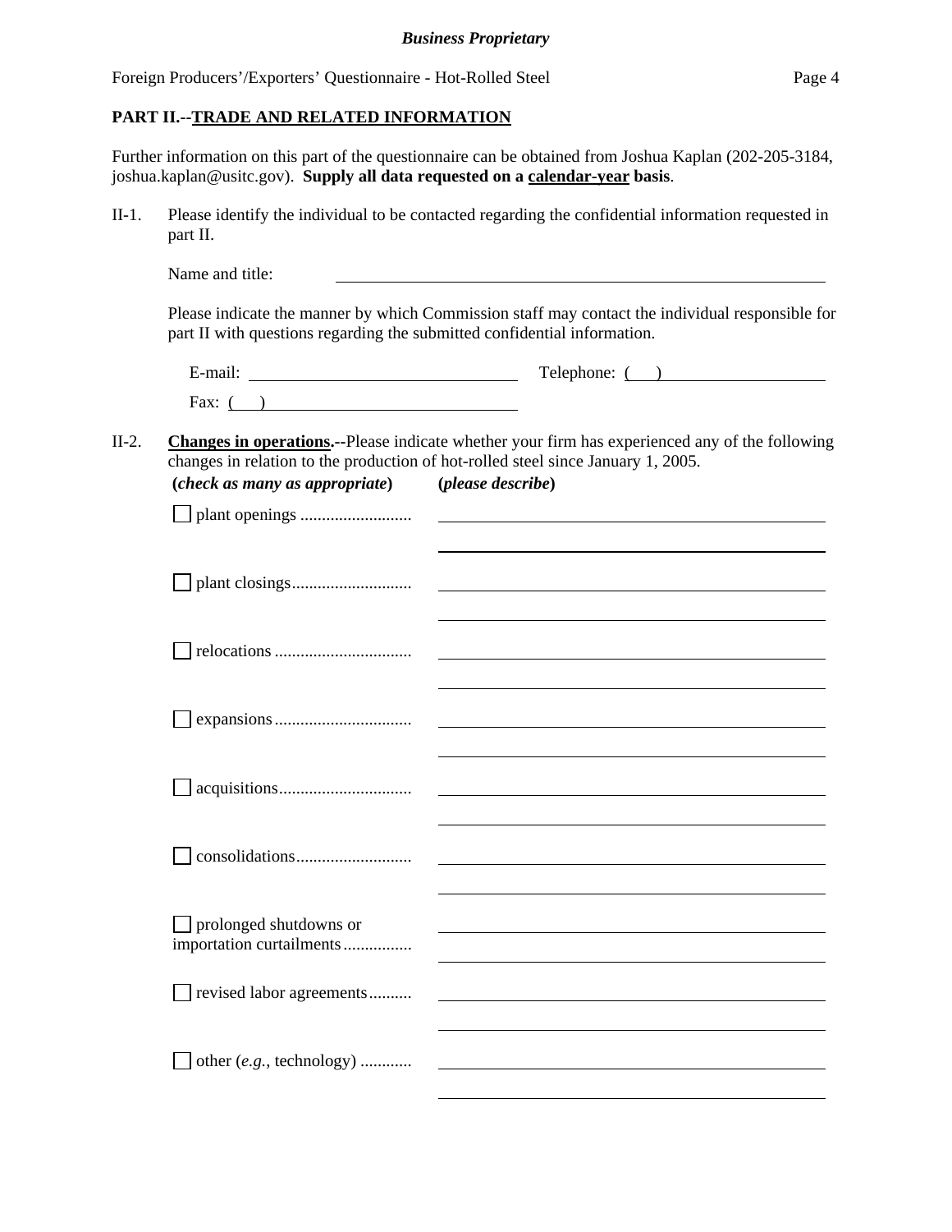**PART II.--TRADE AND RELATED INFORMATION**

Further information on this part of the questionnaire can be obtained from Joshua Kaplan (202-205-3184, joshua.kaplan@usitc.gov). **Supply all data requested on a calendar-year basis**.

II-1. Please identify the individual to be contacted regarding the confidential information requested in part II.

Name and title: ______________________________

Please indicate the manner by which Commission staff may contact the individual responsible for part II with questions regarding the submitted confidential information.

E-mail: ______________________ Telephone: ( ) ______________________

Fax: ( ) ______________________

II-2. **Changes in operations.--**Please indicate whether your firm has experienced any of the following changes in relation to the production of hot-rolled steel since January 1, 2005.

| (*check as many as appropriate*) | (*please describe*) |
|---|---|
| ☐ plant openings .......................... | |
| ☐ plant closings............................ | |
| ☐ relocations ................................ | |
| ☐ expansions................................ | |
| ☐ acquisitions............................... | |
| ☐ consolidations........................... | |
| ☐ prolonged shutdowns or importation curtailments................ | |
| ☐ revised labor agreements.......... | |
| ☐ other (*e.g.*, technology) ............ | |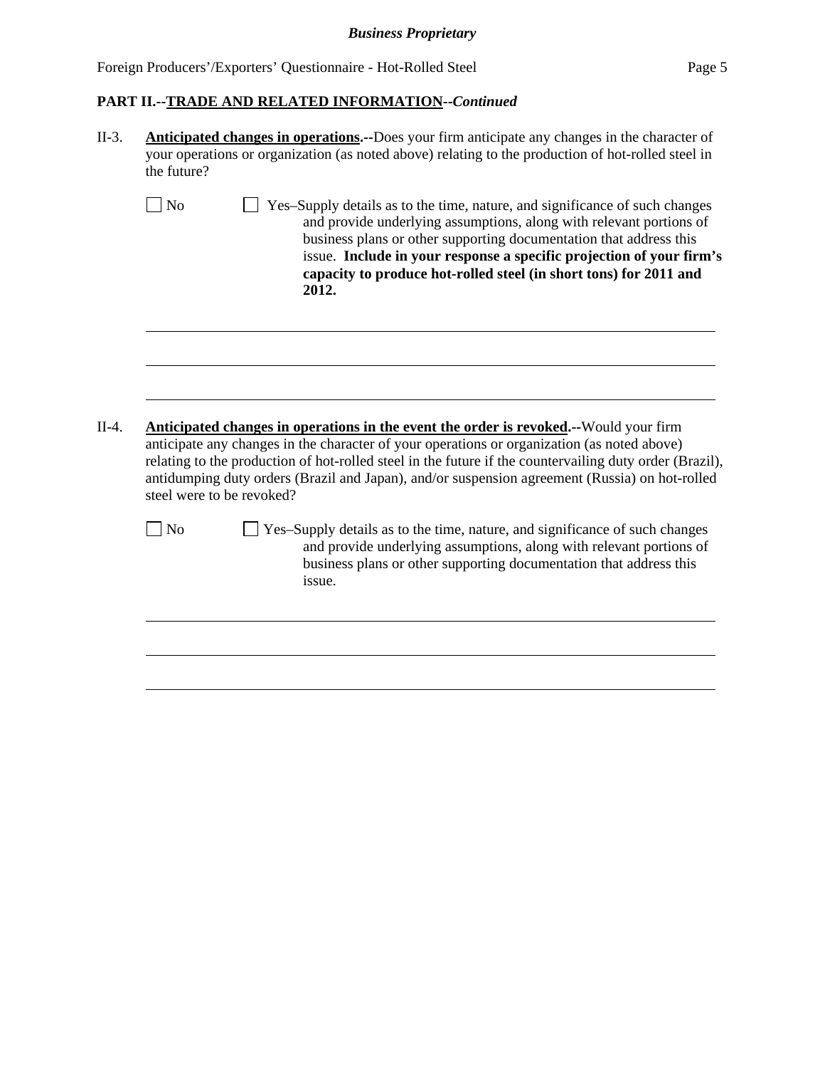**PART II.--TRADE AND RELATED INFORMATION--*Continued***

II-3. **Anticipated changes in operations.--**Does your firm anticipate any changes in the character of your operations or organization (as noted above) relating to the production of hot-rolled steel in the future?

☐ No ☐ Yes–Supply details as to the time, nature, and significance of such changes and provide underlying assumptions, along with relevant portions of business plans or other supporting documentation that address this issue. **Include in your response a specific projection of your firm's capacity to produce hot-rolled steel (in short tons) for 2011 and 2012.**

_______________________________________________________________________________

_______________________________________________________________________________

_______________________________________________________________________________

II-4. **Anticipated changes in operations in the event the order is revoked.--**Would your firm anticipate any changes in the character of your operations or organization (as noted above) relating to the production of hot-rolled steel in the future if the countervailing duty order (Brazil), antidumping duty orders (Brazil and Japan), and/or suspension agreement (Russia) on hot-rolled steel were to be revoked?

☐ No ☐ Yes–Supply details as to the time, nature, and significance of such changes and provide underlying assumptions, along with relevant portions of business plans or other supporting documentation that address this issue.

_______________________________________________________________________________

_______________________________________________________________________________

_______________________________________________________________________________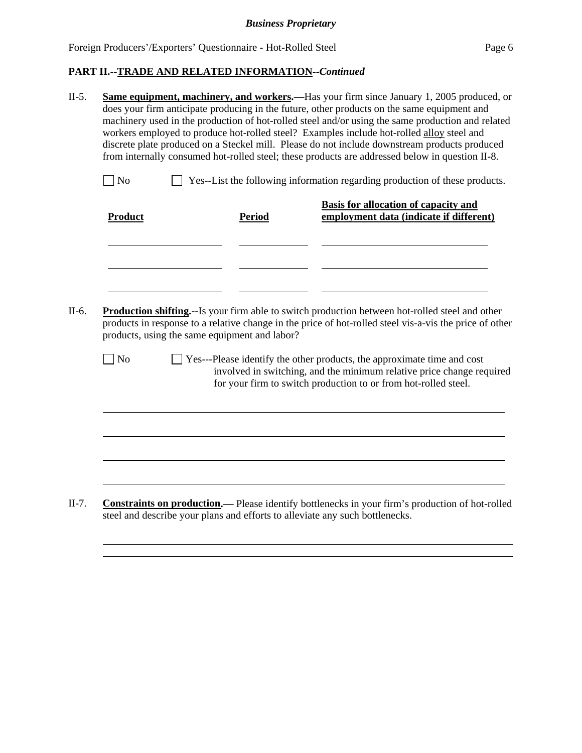## PART II.--TRADE AND RELATED INFORMATION--*Continued*

II-5. **Same equipment, machinery, and workers.—**Has your firm since January 1, 2005 produced, or does your firm anticipate producing in the future, other products on the same equipment and machinery used in the production of hot-rolled steel and/or using the same production and related workers employed to produce hot-rolled steel? Examples include hot-rolled alloy steel and discrete plate produced on a Steckel mill. Please do not include downstream products produced from internally consumed hot-rolled steel; these products are addressed below in question II-8.

☐ No ☐ Yes--List the following information regarding production of these products.

| Product | Period | Basis for allocation of capacity and employment data (indicate if different) |
|---|---|---|
| | | |
| | | |
| | | |

II-6. **Production shifting.--**Is your firm able to switch production between hot-rolled steel and other products in response to a relative change in the price of hot-rolled steel vis-a-vis the price of other products, using the same equipment and labor?

☐ No ☐ Yes---Please identify the other products, the approximate time and cost involved in switching, and the minimum relative price change required for your firm to switch production to or from hot-rolled steel.

II-7. **Constraints on production.—** Please identify bottlenecks in your firm's production of hot-rolled steel and describe your plans and efforts to alleviate any such bottlenecks.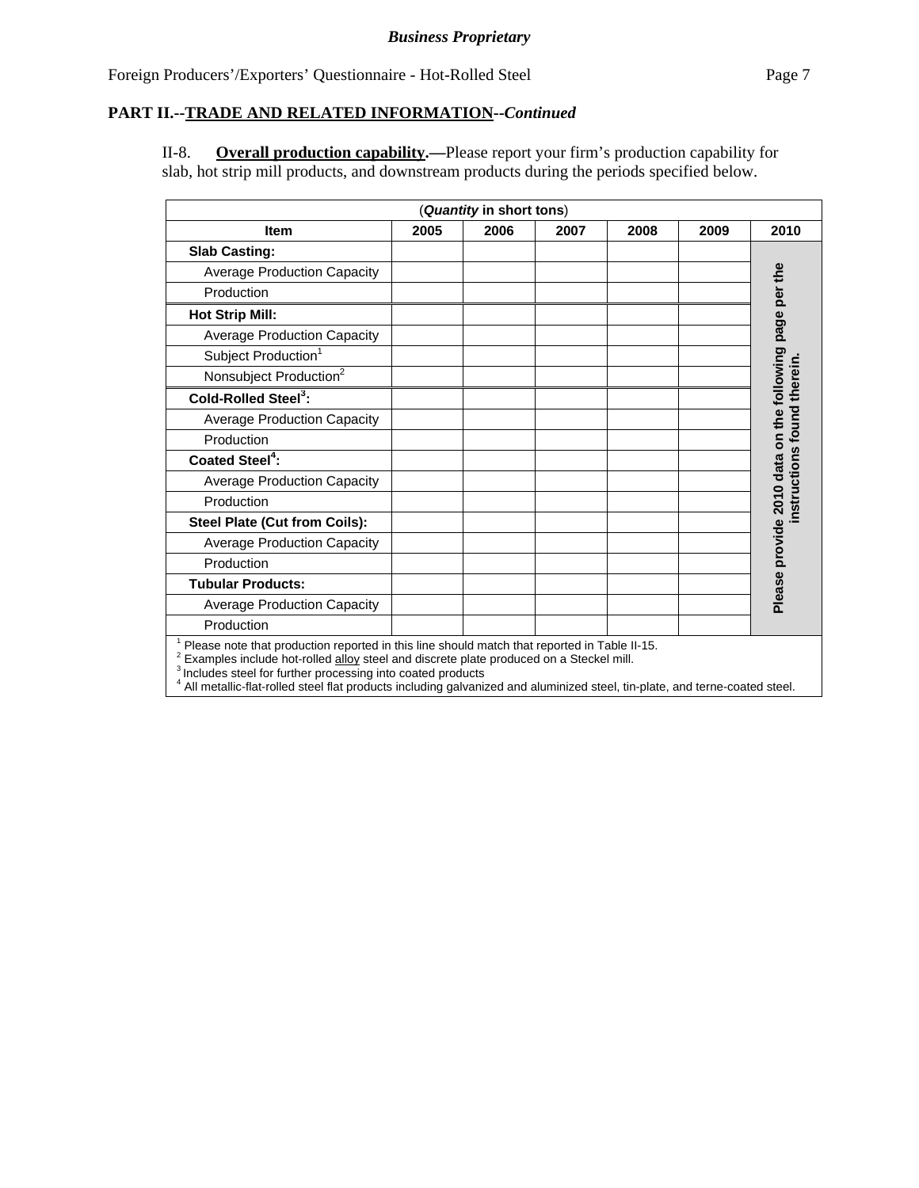*Business Proprietary*

Foreign Producers'/Exporters' Questionnaire - Hot-Rolled Steel

## PART II.--TRADE AND RELATED INFORMATION--*Continued*

II-8. **Overall production capability.—**Please report your firm's production capability for slab, hot strip mill products, and downstream products during the periods specified below.

| (*Quantity* in short tons) | | | | | | |
|---|---|---|---|---|---|---|
| **Item** | **2005** | **2006** | **2007** | **2008** | **2009** | **2010** |
| **Slab Casting:** | | | | | | **Please provide 2010 data on the following page per the instructions found therein.** |
| Average Production Capacity | | | | | | |
| Production | | | | | | |
| **Hot Strip Mill:** | | | | | | |
| Average Production Capacity | | | | | | |
| Subject Production[1] | | | | | | |
| Nonsubject Production[2] | | | | | | |
| **Cold-Rolled Steel[3]:** | | | | | | |
| Average Production Capacity | | | | | | |
| Production | | | | | | |
| **Coated Steel[4]:** | | | | | | |
| Average Production Capacity | | | | | | |
| Production | | | | | | |
| **Steel Plate (Cut from Coils):** | | | | | | |
| Average Production Capacity | | | | | | |
| Production | | | | | | |
| **Tubular Products:** | | | | | | |
| Average Production Capacity | | | | | | |
| Production | | | | | | |

[1] Please note that production reported in this line should match that reported in Table II-15.
[2] Examples include hot-rolled alloy steel and discrete plate produced on a Steckel mill.
[3] Includes steel for further processing into coated products
[4] All metallic-flat-rolled steel flat products including galvanized and aluminized steel, tin-plate, and terne-coated steel.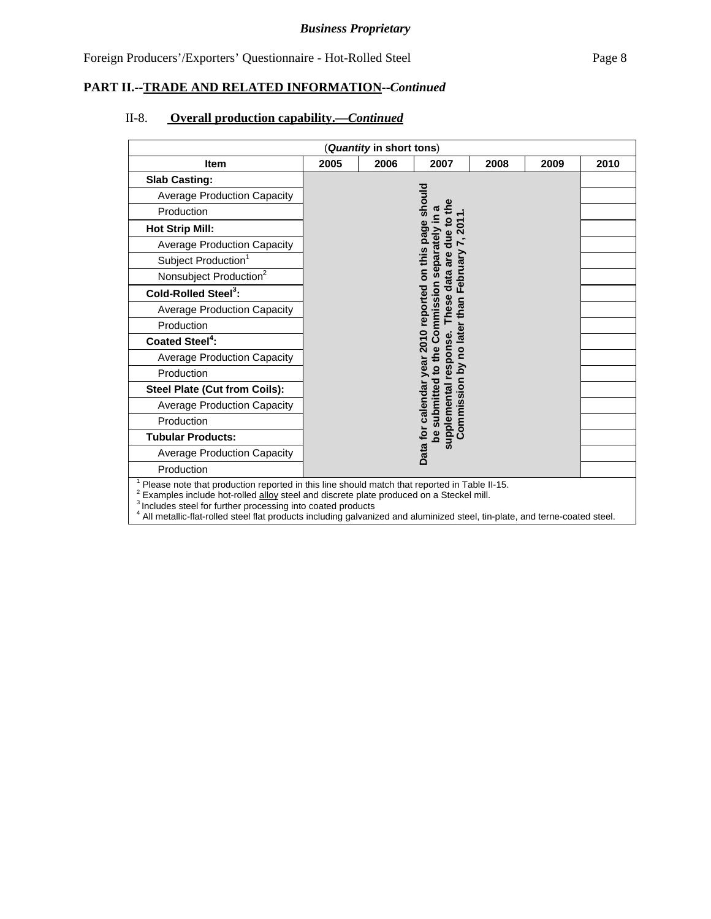*Business Proprietary*

**PART II.--TRADE AND RELATED INFORMATION--*Continued***

II-8. **Overall production capability.—*Continued***

(*Quantity* in short tons)

| Item | 2005 | 2006 | 2007 | 2008 | 2009 | 2010 |
|---|---|---|---|---|---|---|
| **Slab Casting:** | Data for calendar year 2010 reported on this page should be submitted to the Commission separately in a supplemental response. These data are due to the Commission by no later than February 7, 2011. | | | | | |
| Average Production Capacity | | | | | | |
| Production | | | | | | |
| **Hot Strip Mill:** | | | | | | |
| Average Production Capacity | | | | | | |
| Subject Production[1] | | | | | | |
| Nonsubject Production[2] | | | | | | |
| **Cold-Rolled Steel[3]:** | | | | | | |
| Average Production Capacity | | | | | | |
| Production | | | | | | |
| **Coated Steel[4]:** | | | | | | |
| Average Production Capacity | | | | | | |
| Production | | | | | | |
| **Steel Plate (Cut from Coils):** | | | | | | |
| Average Production Capacity | | | | | | |
| Production | | | | | | |
| **Tubular Products:** | | | | | | |
| Average Production Capacity | | | | | | |
| Production | | | | | | |

[1] Please note that production reported in this line should match that reported in Table II-15.
[2] Examples include hot-rolled alloy steel and discrete plate produced on a Steckel mill.
[3] Includes steel for further processing into coated products
[4] All metallic-flat-rolled steel flat products including galvanized and aluminized steel, tin-plate, and terne-coated steel.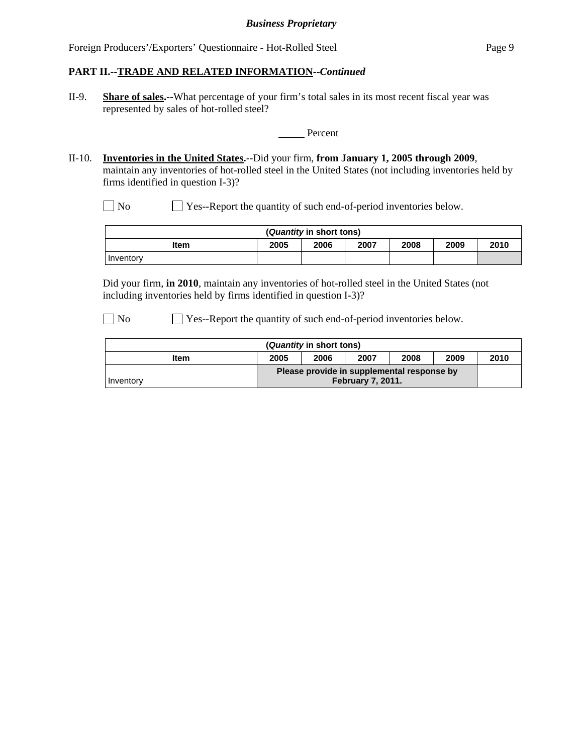**PART II.--TRADE AND RELATED INFORMATION--*Continued***

II-9. **Share of sales.--**What percentage of your firm's total sales in its most recent fiscal year was represented by sales of hot-rolled steel?

_____ Percent

II-10. **Inventories in the United States.--**Did your firm, **from January 1, 2005 through 2009**, maintain any inventories of hot-rolled steel in the United States (not including inventories held by firms identified in question I-3)?

☐ No ☐ Yes--Report the quantity of such end-of-period inventories below.

| (*Quantity* in short tons) | | | | | | |
|---|---|---|---|---|---|---|
| **Item** | **2005** | **2006** | **2007** | **2008** | **2009** | **2010** |
| Inventory | | | | | | |

Did your firm, **in 2010**, maintain any inventories of hot-rolled steel in the United States (not including inventories held by firms identified in question I-3)?

☐ No ☐ Yes--Report the quantity of such end-of-period inventories below.

| (*Quantity* in short tons) | | | | | | |
|---|---|---|---|---|---|---|
| **Item** | **2005** | **2006** | **2007** | **2008** | **2009** | **2010** |
| Inventory | **Please provide in supplemental response by February 7, 2011.** | | | | | |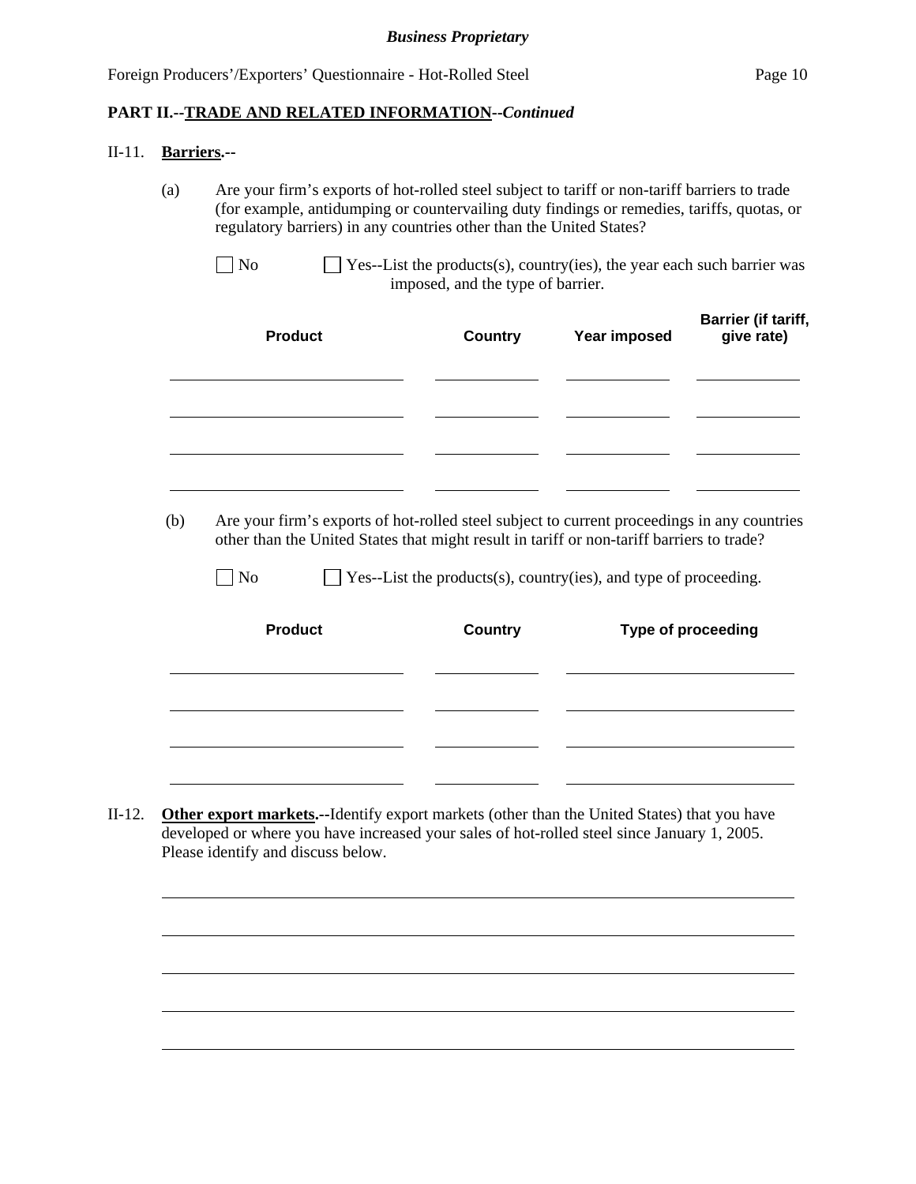## PART II.--TRADE AND RELATED INFORMATION--*Continued*

II-11. **Barriers.**--

(a) Are your firm's exports of hot-rolled steel subject to tariff or non-tariff barriers to trade (for example, antidumping or countervailing duty findings or remedies, tariffs, quotas, or regulatory barriers) in any countries other than the United States?

☐ No ☐ Yes--List the products(s), country(ies), the year each such barrier was imposed, and the type of barrier.

| Product | Country | Year imposed | Barrier (if tariff, give rate) |
|---|---|---|---|
| | | | |
| | | | |
| | | | |
| | | | |

(b) Are your firm's exports of hot-rolled steel subject to current proceedings in any countries other than the United States that might result in tariff or non-tariff barriers to trade?

☐ No ☐ Yes--List the products(s), country(ies), and type of proceeding.

| Product | Country | Type of proceeding |
|---|---|---|
| | | |
| | | |
| | | |
| | | |

II-12. **Other export markets.**--Identify export markets (other than the United States) that you have developed or where you have increased your sales of hot-rolled steel since January 1, 2005. Please identify and discuss below.

\_\_\_\_\_\_\_\_\_\_\_\_\_\_\_\_\_\_\_\_\_\_\_\_\_\_\_\_\_\_\_\_\_\_\_\_\_\_\_\_\_\_\_\_\_\_\_\_\_\_\_\_\_\_\_\_\_\_\_\_\_\_\_\_\_\_\_\_\_\_\_\_\_\_\_\_

\_\_\_\_\_\_\_\_\_\_\_\_\_\_\_\_\_\_\_\_\_\_\_\_\_\_\_\_\_\_\_\_\_\_\_\_\_\_\_\_\_\_\_\_\_\_\_\_\_\_\_\_\_\_\_\_\_\_\_\_\_\_\_\_\_\_\_\_\_\_\_\_\_\_\_\_

\_\_\_\_\_\_\_\_\_\_\_\_\_\_\_\_\_\_\_\_\_\_\_\_\_\_\_\_\_\_\_\_\_\_\_\_\_\_\_\_\_\_\_\_\_\_\_\_\_\_\_\_\_\_\_\_\_\_\_\_\_\_\_\_\_\_\_\_\_\_\_\_\_\_\_\_

\_\_\_\_\_\_\_\_\_\_\_\_\_\_\_\_\_\_\_\_\_\_\_\_\_\_\_\_\_\_\_\_\_\_\_\_\_\_\_\_\_\_\_\_\_\_\_\_\_\_\_\_\_\_\_\_\_\_\_\_\_\_\_\_\_\_\_\_\_\_\_\_\_\_\_\_

\_\_\_\_\_\_\_\_\_\_\_\_\_\_\_\_\_\_\_\_\_\_\_\_\_\_\_\_\_\_\_\_\_\_\_\_\_\_\_\_\_\_\_\_\_\_\_\_\_\_\_\_\_\_\_\_\_\_\_\_\_\_\_\_\_\_\_\_\_\_\_\_\_\_\_\_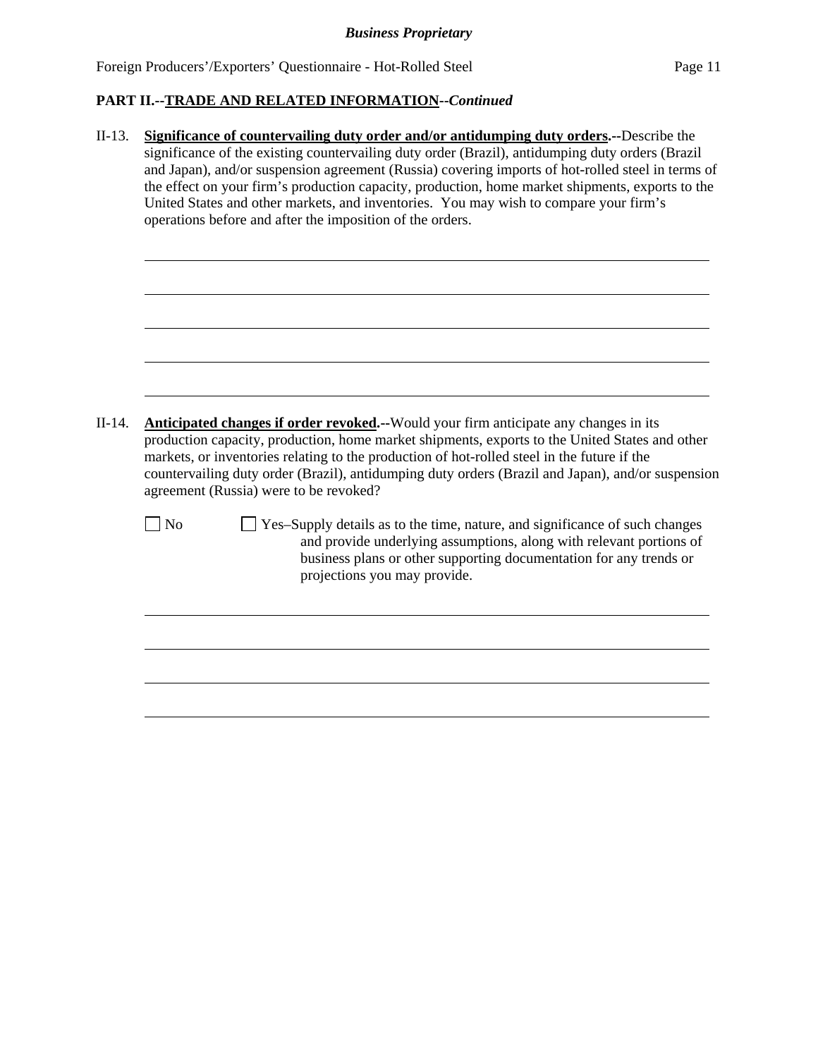**PART II.--TRADE AND RELATED INFORMATION--*Continued***

II-13. **Significance of countervailing duty order and/or antidumping duty orders.--**Describe the significance of the existing countervailing duty order (Brazil), antidumping duty orders (Brazil and Japan), and/or suspension agreement (Russia) covering imports of hot-rolled steel in terms of the effect on your firm's production capacity, production, home market shipments, exports to the United States and other markets, and inventories. You may wish to compare your firm's operations before and after the imposition of the orders.

\_\_\_\_\_\_\_\_\_\_\_\_\_\_\_\_\_\_\_\_\_\_\_\_\_\_\_\_\_\_\_\_\_\_\_\_\_\_\_\_\_\_\_\_\_\_\_\_\_\_\_\_\_\_\_\_\_\_\_\_\_\_\_\_\_\_\_\_\_\_

\_\_\_\_\_\_\_\_\_\_\_\_\_\_\_\_\_\_\_\_\_\_\_\_\_\_\_\_\_\_\_\_\_\_\_\_\_\_\_\_\_\_\_\_\_\_\_\_\_\_\_\_\_\_\_\_\_\_\_\_\_\_\_\_\_\_\_\_\_\_

\_\_\_\_\_\_\_\_\_\_\_\_\_\_\_\_\_\_\_\_\_\_\_\_\_\_\_\_\_\_\_\_\_\_\_\_\_\_\_\_\_\_\_\_\_\_\_\_\_\_\_\_\_\_\_\_\_\_\_\_\_\_\_\_\_\_\_\_\_\_

\_\_\_\_\_\_\_\_\_\_\_\_\_\_\_\_\_\_\_\_\_\_\_\_\_\_\_\_\_\_\_\_\_\_\_\_\_\_\_\_\_\_\_\_\_\_\_\_\_\_\_\_\_\_\_\_\_\_\_\_\_\_\_\_\_\_\_\_\_\_

\_\_\_\_\_\_\_\_\_\_\_\_\_\_\_\_\_\_\_\_\_\_\_\_\_\_\_\_\_\_\_\_\_\_\_\_\_\_\_\_\_\_\_\_\_\_\_\_\_\_\_\_\_\_\_\_\_\_\_\_\_\_\_\_\_\_\_\_\_\_

II-14. **Anticipated changes if order revoked.--**Would your firm anticipate any changes in its production capacity, production, home market shipments, exports to the United States and other markets, or inventories relating to the production of hot-rolled steel in the future if the countervailing duty order (Brazil), antidumping duty orders (Brazil and Japan), and/or suspension agreement (Russia) were to be revoked?

☐ No ☐ Yes–Supply details as to the time, nature, and significance of such changes and provide underlying assumptions, along with relevant portions of business plans or other supporting documentation for any trends or projections you may provide.

\_\_\_\_\_\_\_\_\_\_\_\_\_\_\_\_\_\_\_\_\_\_\_\_\_\_\_\_\_\_\_\_\_\_\_\_\_\_\_\_\_\_\_\_\_\_\_\_\_\_\_\_\_\_\_\_\_\_\_\_\_\_\_\_\_\_\_\_\_\_

\_\_\_\_\_\_\_\_\_\_\_\_\_\_\_\_\_\_\_\_\_\_\_\_\_\_\_\_\_\_\_\_\_\_\_\_\_\_\_\_\_\_\_\_\_\_\_\_\_\_\_\_\_\_\_\_\_\_\_\_\_\_\_\_\_\_\_\_\_\_

\_\_\_\_\_\_\_\_\_\_\_\_\_\_\_\_\_\_\_\_\_\_\_\_\_\_\_\_\_\_\_\_\_\_\_\_\_\_\_\_\_\_\_\_\_\_\_\_\_\_\_\_\_\_\_\_\_\_\_\_\_\_\_\_\_\_\_\_\_\_

\_\_\_\_\_\_\_\_\_\_\_\_\_\_\_\_\_\_\_\_\_\_\_\_\_\_\_\_\_\_\_\_\_\_\_\_\_\_\_\_\_\_\_\_\_\_\_\_\_\_\_\_\_\_\_\_\_\_\_\_\_\_\_\_\_\_\_\_\_\_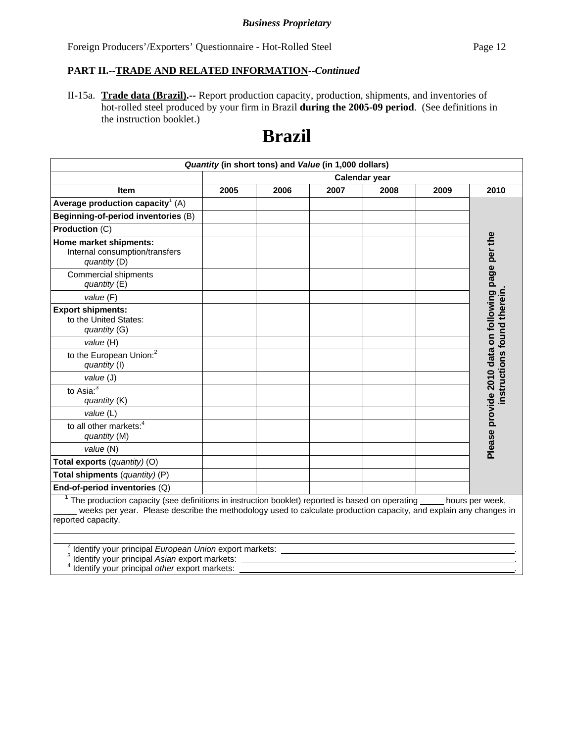*Business Proprietary*

Foreign Producers'/Exporters' Questionnaire - Hot-Rolled Steel

**PART II.--TRADE AND RELATED INFORMATION--*Continued***

II-15a. **Trade data (Brazil).--** Report production capacity, production, shipments, and inventories of hot-rolled steel produced by your firm in Brazil **during the 2005-09 period**. (See definitions in the instruction booklet.)

# Brazil

| *Quantity* (in short tons) and *Value* (in 1,000 dollars) | | | | | | |
|---|---|---|---|---|---|---|
| | Calendar year | | | | | |
| **Item** | **2005** | **2006** | **2007** | **2008** | **2009** | **2010** |
| **Average production capacity**[1] (A) | | | | | | Please provide 2010 data on following page per the instructions found therein. |
| **Beginning-of-period inventories** (B) | | | | | | |
| **Production** (C) | | | | | | |
| **Home market shipments:** Internal consumption/transfers *quantity* (D) | | | | | | |
| Commercial shipments *quantity* (E) | | | | | | |
| *value* (F) | | | | | | |
| **Export shipments:** to the United States: *quantity* (G) | | | | | | |
| *value* (H) | | | | | | |
| to the European Union:[2] *quantity* (I) | | | | | | |
| *value* (J) | | | | | | |
| to Asia:[3] *quantity* (K) | | | | | | |
| *value* (L) | | | | | | |
| to all other markets:[4] *quantity* (M) | | | | | | |
| *value* (N) | | | | | | |
| **Total exports** (*quantity*) (O) | | | | | | |
| **Total shipments** (*quantity*) (P) | | | | | | |
| **End-of-period inventories** (Q) | | | | | | |

[1] The production capacity (see definitions in instruction booklet) reported is based on operating _____ hours per week, _____ weeks per year. Please describe the methodology used to calculate production capacity, and explain any changes in reported capacity.

______________________________________________________________________

______________________________________________________________________

[2] Identify your principal *European Union* export markets: ______________________________.

[3] Identify your principal *Asian* export markets: ______________________________.

[4] Identify your principal *other* export markets: ______________________________.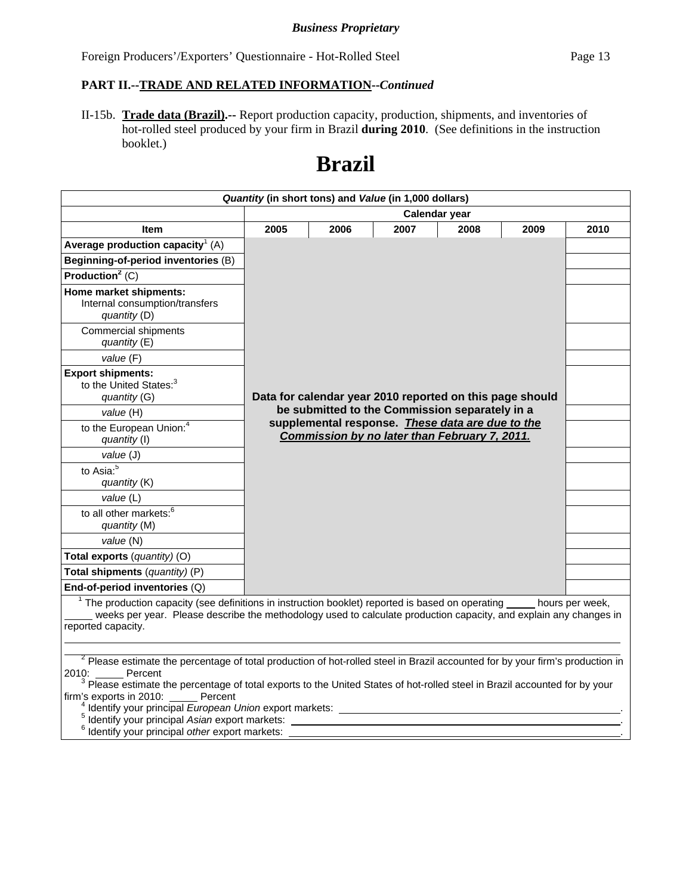**Business Proprietary**

Foreign Producers'/Exporters' Questionnaire - Hot-Rolled Steel

**PART II.--TRADE AND RELATED INFORMATION--*Continued***

II-15b. **Trade data (Brazil).--** Report production capacity, production, shipments, and inventories of hot-rolled steel produced by your firm in Brazil **during 2010**. (See definitions in the instruction booklet.)

# Brazil

| *Quantity* (in short tons) and *Value* (in 1,000 dollars) | | | | | | |
|---|---|---|---|---|---|---|
| | Calendar year | | | | | |
| **Item** | **2005** | **2006** | **2007** | **2008** | **2009** | **2010** |
| **Average production capacity**[1] (A) | **Data for calendar year 2010 reported on this page should be submitted to the Commission separately in a supplemental response. *These data are due to the Commission by no later than February 7, 2011.*** | | | | | |
| **Beginning-of-period inventories** (B) | | | | | | |
| **Production**[2] (C) | | | | | | |
| **Home market shipments:** Internal consumption/transfers *quantity* (D) | | | | | | |
| Commercial shipments *quantity* (E) | | | | | | |
| *value* (F) | | | | | | |
| **Export shipments:** to the United States:[3] *quantity* (G) | | | | | | |
| *value* (H) | | | | | | |
| to the European Union:[4] *quantity* (I) | | | | | | |
| *value* (J) | | | | | | |
| to Asia:[5] *quantity* (K) | | | | | | |
| *value* (L) | | | | | | |
| to all other markets:[6] *quantity* (M) | | | | | | |
| *value* (N) | | | | | | |
| **Total exports** (*quantity*) (O) | | | | | | |
| **Total shipments** (*quantity*) (P) | | | | | | |
| **End-of-period inventories** (Q) | | | | | | |

[1] The production capacity (see definitions in instruction booklet) reported is based on operating _____ hours per week, _____ weeks per year. Please describe the methodology used to calculate production capacity, and explain any changes in reported capacity.

______________________________________________________________________

______________________________________________________________________

[2] Please estimate the percentage of total production of hot-rolled steel in Brazil accounted for by your firm's production in 2010: _____ Percent

[3] Please estimate the percentage of total exports to the United States of hot-rolled steel in Brazil accounted for by your firm's exports in 2010: _____ Percent

[4] Identify your principal *European Union* export markets: ______________________________.

[5] Identify your principal *Asian* export markets: ______________________________.

[6] Identify your principal *other* export markets: ______________________________.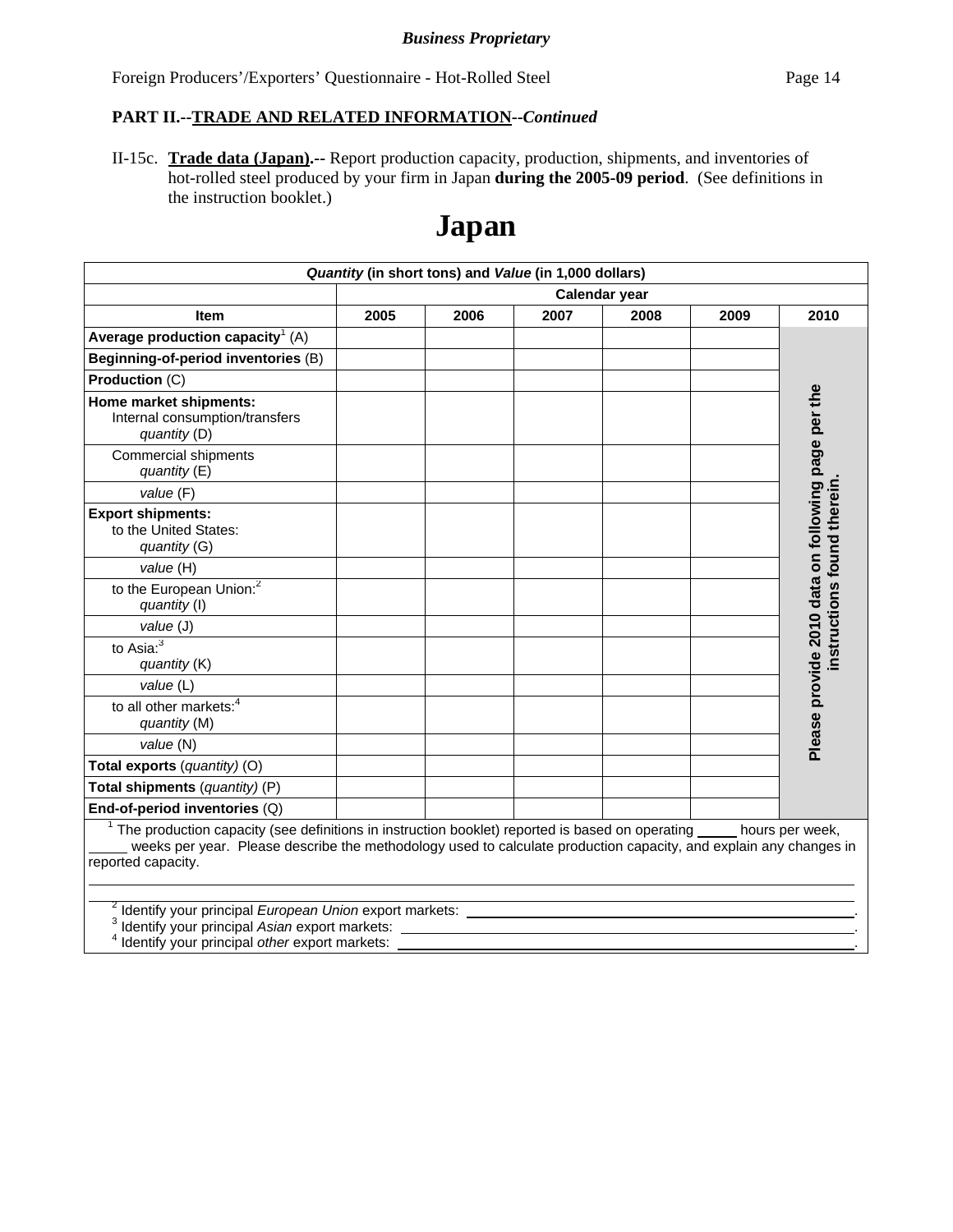**Business Proprietary**

Foreign Producers'/Exporters' Questionnaire - Hot-Rolled Steel

**PART II.--TRADE AND RELATED INFORMATION--*Continued***

II-15c. **Trade data (Japan).--** Report production capacity, production, shipments, and inventories of hot-rolled steel produced by your firm in Japan **during the 2005-09 period**. (See definitions in the instruction booklet.)

# Japan

| ***Quantity* (in short tons) and *Value* (in 1,000 dollars)** | | | | | | |
|---|---|---|---|---|---|---|
| | **Calendar year** | | | | | |
| **Item** | **2005** | **2006** | **2007** | **2008** | **2009** | **2010** |
| **Average production capacity**[1] (A) | | | | | | **Please provide 2010 data on following page per the instructions found therein.** |
| **Beginning-of-period inventories** (B) | | | | | | |
| **Production** (C) | | | | | | |
| **Home market shipments:** Internal consumption/transfers *quantity* (D) | | | | | | |
| Commercial shipments *quantity* (E) | | | | | | |
| *value* (F) | | | | | | |
| **Export shipments:** to the United States: *quantity* (G) | | | | | | |
| *value* (H) | | | | | | |
| to the European Union:[2] *quantity* (I) | | | | | | |
| *value* (J) | | | | | | |
| to Asia:[3] *quantity* (K) | | | | | | |
| *value* (L) | | | | | | |
| to all other markets:[4] *quantity* (M) | | | | | | |
| *value* (N) | | | | | | |
| **Total exports** (*quantity)* (O) | | | | | | |
| **Total shipments** (*quantity)* (P) | | | | | | |
| **End-of-period inventories** (Q) | | | | | | |

[1] The production capacity (see definitions in instruction booklet) reported is based on operating _____ hours per week, _____ weeks per year. Please describe the methodology used to calculate production capacity, and explain any changes in reported capacity.

[2] Identify your principal *European Union* export markets: ______________________.

[3] Identify your principal *Asian* export markets: ______________________.

[4] Identify your principal *other* export markets: ______________________.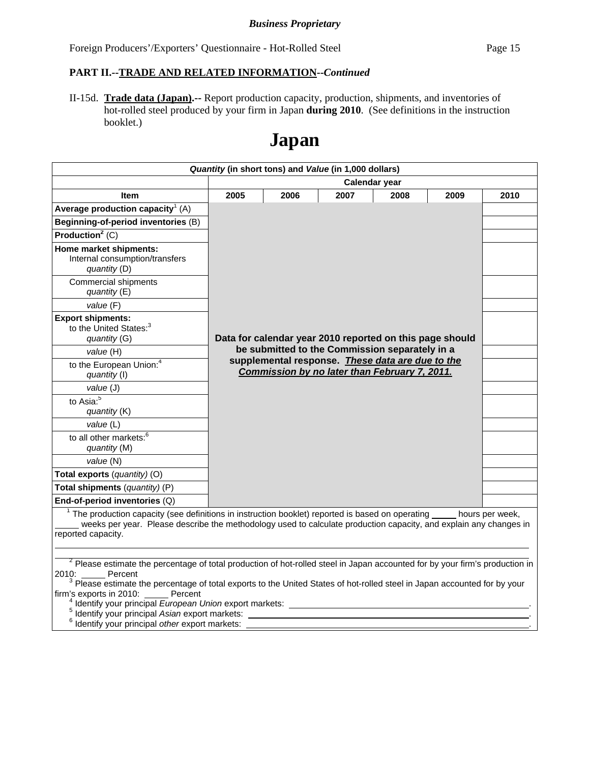*Business Proprietary*

Foreign Producers'/Exporters' Questionnaire - Hot-Rolled Steel

**PART II.--TRADE AND RELATED INFORMATION--*Continued***

II-15d. **Trade data (Japan).--** Report production capacity, production, shipments, and inventories of hot-rolled steel produced by your firm in Japan **during 2010**. (See definitions in the instruction booklet.)

# Japan

| *Quantity* (in short tons) and *Value* (in 1,000 dollars) | | | | | | |
|---|---|---|---|---|---|---|
| | Calendar year | | | | | |
| **Item** | **2005** | **2006** | **2007** | **2008** | **2009** | **2010** |
| **Average production capacity**[1] (A) | **Data for calendar year 2010 reported on this page should be submitted to the Commission separately in a supplemental response. *These data are due to the Commission by no later than February 7, 2011.*** | | | | | |
| **Beginning-of-period inventories** (B) | | | | | | |
| **Production**[2] (C) | | | | | | |
| **Home market shipments:** Internal consumption/transfers *quantity* (D) | | | | | | |
| Commercial shipments *quantity* (E) | | | | | | |
| *value* (F) | | | | | | |
| **Export shipments:** to the United States:[3] *quantity* (G) | | | | | | |
| *value* (H) | | | | | | |
| to the European Union:[4] *quantity* (I) | | | | | | |
| *value* (J) | | | | | | |
| to Asia:[5] *quantity* (K) | | | | | | |
| *value* (L) | | | | | | |
| to all other markets:[6] *quantity* (M) | | | | | | |
| *value* (N) | | | | | | |
| **Total exports** (*quantity*) (O) | | | | | | |
| **Total shipments** (*quantity*) (P) | | | | | | |
| **End-of-period inventories** (Q) | | | | | | |

[1] The production capacity (see definitions in instruction booklet) reported is based on operating _____ hours per week, _____ weeks per year. Please describe the methodology used to calculate production capacity, and explain any changes in reported capacity.

[2] Please estimate the percentage of total production of hot-rolled steel in Japan accounted for by your firm's production in 2010: _____ Percent

[3] Please estimate the percentage of total exports to the United States of hot-rolled steel in Japan accounted for by your firm's exports in 2010: _____ Percent

[4] Identify your principal *European Union* export markets: _____.

[5] Identify your principal *Asian* export markets: _____.

[6] Identify your principal *other* export markets: _____.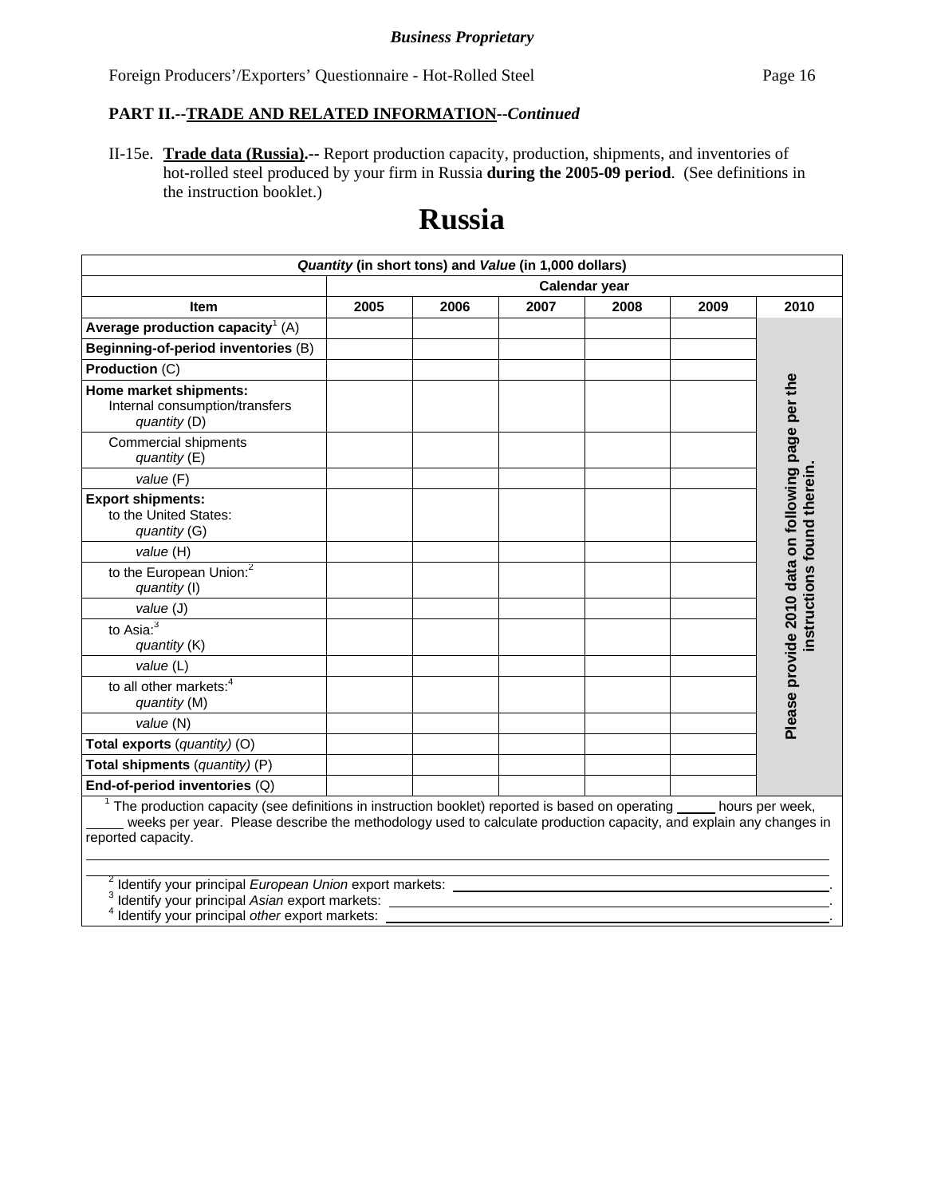*Business Proprietary*

Foreign Producers'/Exporters' Questionnaire - Hot-Rolled Steel

**PART II.--TRADE AND RELATED INFORMATION--*Continued***

II-15e. **Trade data (Russia).--** Report production capacity, production, shipments, and inventories of hot-rolled steel produced by your firm in Russia **during the 2005-09 period**. (See definitions in the instruction booklet.)

# Russia

| ***Quantity* (in short tons) and *Value* (in 1,000 dollars)** | | | | | | |
|---|---|---|---|---|---|---|
| | **Calendar year** | | | | | |
| **Item** | **2005** | **2006** | **2007** | **2008** | **2009** | **2010** |
| **Average production capacity**[1] (A) | | | | | | **Please provide 2010 data on following page per the instructions found therein.** |
| **Beginning-of-period inventories** (B) | | | | | | |
| **Production** (C) | | | | | | |
| **Home market shipments:** Internal consumption/transfers *quantity* (D) | | | | | | |
| Commercial shipments *quantity* (E) | | | | | | |
| *value* (F) | | | | | | |
| **Export shipments:** to the United States: *quantity* (G) | | | | | | |
| *value* (H) | | | | | | |
| to the European Union:[2] *quantity* (I) | | | | | | |
| *value* (J) | | | | | | |
| to Asia:[3] *quantity* (K) | | | | | | |
| *value* (L) | | | | | | |
| to all other markets:[4] *quantity* (M) | | | | | | |
| *value* (N) | | | | | | |
| **Total exports** (*quantity)* (O) | | | | | | |
| **Total shipments** (*quantity)* (P) | | | | | | |
| **End-of-period inventories** (Q) | | | | | | |

[1] The production capacity (see definitions in instruction booklet) reported is based on operating _____ hours per week, _____ weeks per year. Please describe the methodology used to calculate production capacity, and explain any changes in reported capacity.

[2] Identify your principal *European Union* export markets: ______________________________.
[3] Identify your principal *Asian* export markets: ______________________________.
[4] Identify your principal *other* export markets: ______________________________.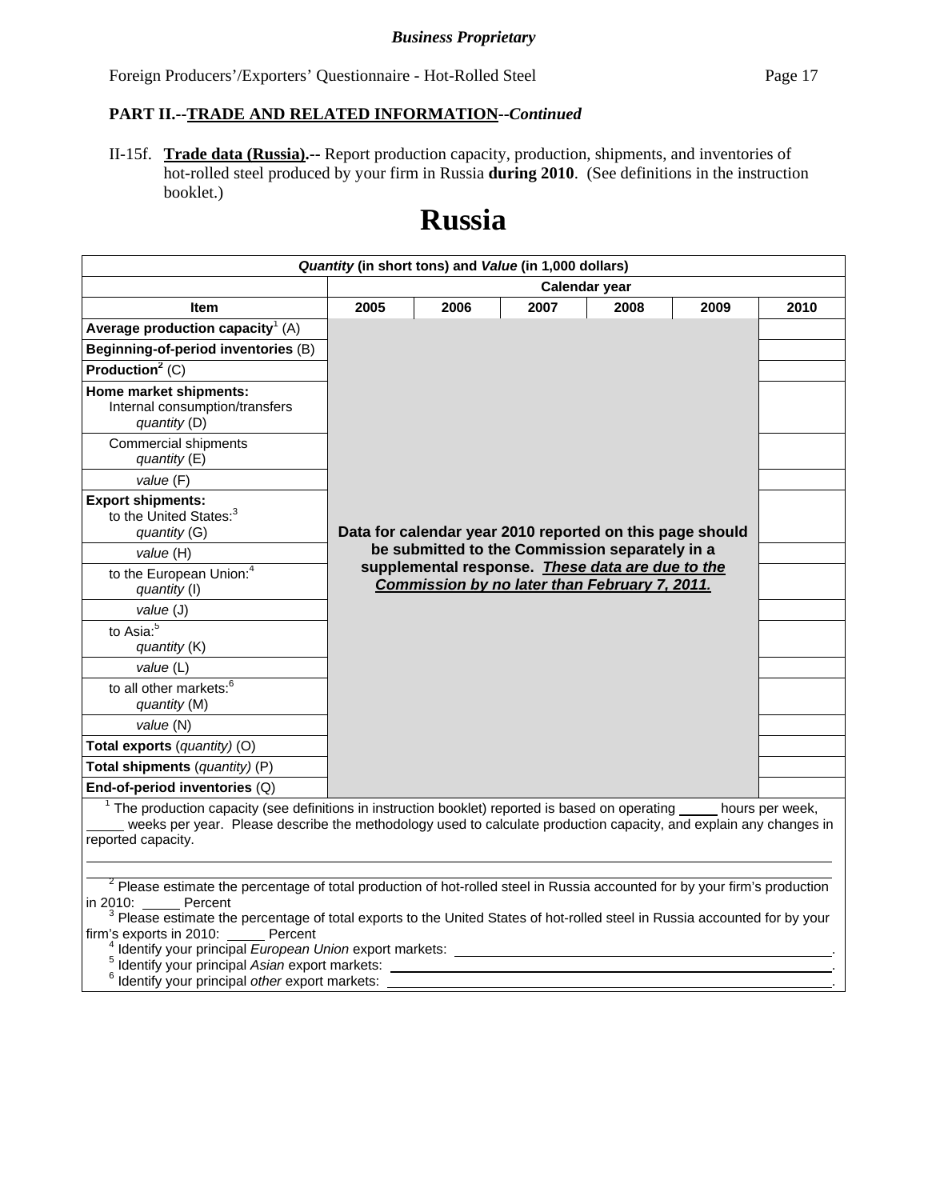**Business Proprietary**

Foreign Producers'/Exporters' Questionnaire - Hot-Rolled Steel

### PART II.--TRADE AND RELATED INFORMATION--*Continued*

II-15f. **Trade data (Russia).--** Report production capacity, production, shipments, and inventories of hot-rolled steel produced by your firm in Russia **during 2010**. (See definitions in the instruction booklet.)

# Russia

| *Quantity* (in short tons) and *Value* (in 1,000 dollars) | | | | | | |
|---|---|---|---|---|---|---|
| | Calendar year | | | | | |
| **Item** | **2005** | **2006** | **2007** | **2008** | **2009** | **2010** |
| **Average production capacity**[1] (A) | **Data for calendar year 2010 reported on this page should be submitted to the Commission separately in a supplemental response. *These data are due to the Commission by no later than February 7, 2011.*** | | | | | |
| **Beginning-of-period inventories** (B) | | | | | | |
| **Production**[2] (C) | | | | | | |
| **Home market shipments:** Internal consumption/transfers *quantity* (D) | | | | | | |
| Commercial shipments *quantity* (E) | | | | | | |
| *value* (F) | | | | | | |
| **Export shipments:** to the United States:[3] *quantity* (G) | | | | | | |
| *value* (H) | | | | | | |
| to the European Union:[4] *quantity* (I) | | | | | | |
| *value* (J) | | | | | | |
| to Asia:[5] *quantity* (K) | | | | | | |
| *value* (L) | | | | | | |
| to all other markets:[6] *quantity* (M) | | | | | | |
| *value* (N) | | | | | | |
| **Total exports** (*quantity*) (O) | | | | | | |
| **Total shipments** (*quantity*) (P) | | | | | | |
| **End-of-period inventories** (Q) | | | | | | |

[1] The production capacity (see definitions in instruction booklet) reported is based on operating _____ hours per week, _____ weeks per year. Please describe the methodology used to calculate production capacity, and explain any changes in reported capacity.

_______________________________________________

[2] Please estimate the percentage of total production of hot-rolled steel in Russia accounted for by your firm's production in 2010: _____ Percent

[3] Please estimate the percentage of total exports to the United States of hot-rolled steel in Russia accounted for by your firm's exports in 2010: _____ Percent

[4] Identify your principal *European Union* export markets: _______________________.

[5] Identify your principal *Asian* export markets: _______________________.

[6] Identify your principal *other* export markets: _______________________.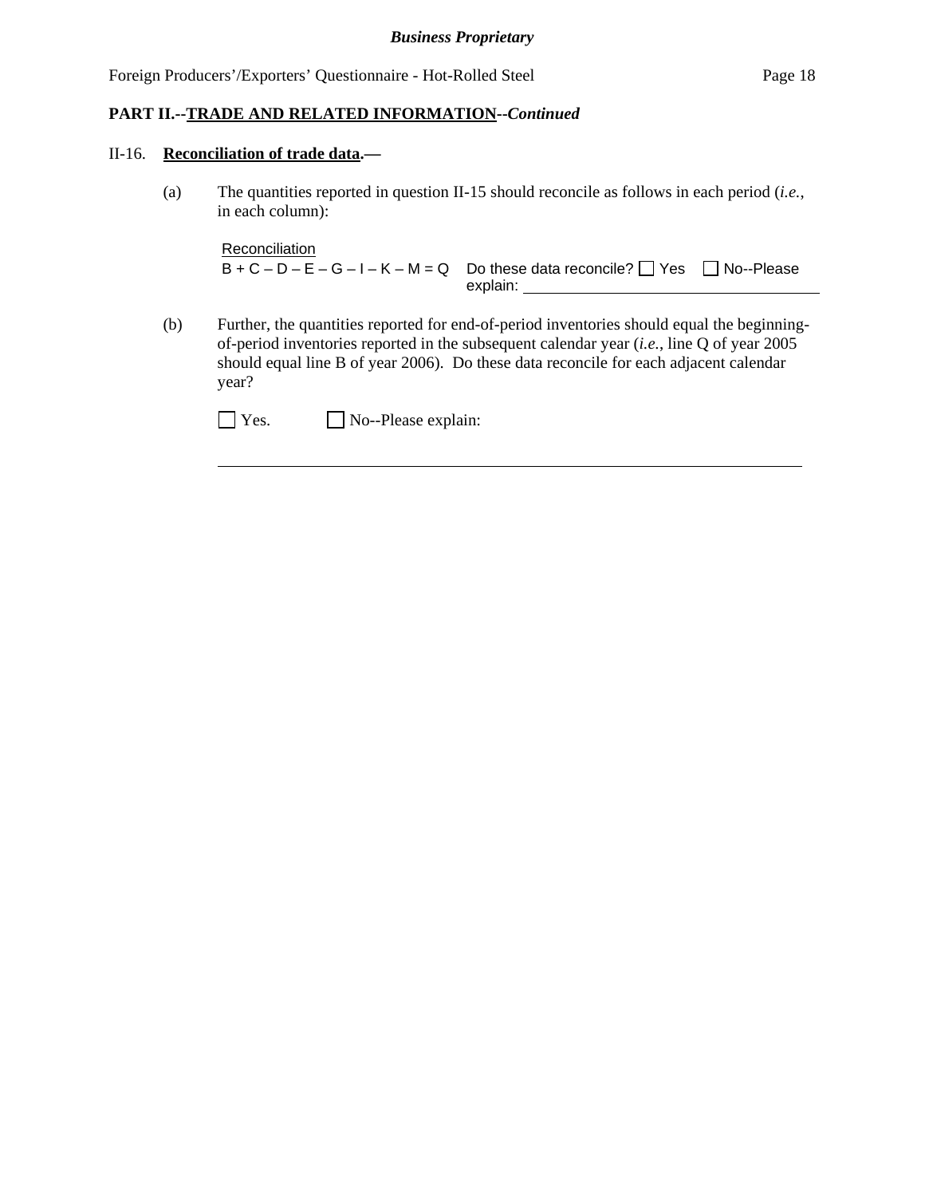**PART II.--TRADE AND RELATED INFORMATION--*Continued***

II-16. **Reconciliation of trade data.—**

(a) The quantities reported in question II-15 should reconcile as follows in each period (*i.e.*, in each column):

Reconciliation
B + C – D – E – G – I – K – M = Q  Do these data reconcile? ☐ Yes ☐ No--Please explain: \_\_\_\_\_\_\_\_\_\_\_\_\_\_\_\_\_\_\_\_\_\_\_\_\_\_\_\_\_\_

(b) Further, the quantities reported for end-of-period inventories should equal the beginning-of-period inventories reported in the subsequent calendar year (*i.e.*, line Q of year 2005 should equal line B of year 2006). Do these data reconcile for each adjacent calendar year?

☐ Yes. ☐ No--Please explain:

\_\_\_\_\_\_\_\_\_\_\_\_\_\_\_\_\_\_\_\_\_\_\_\_\_\_\_\_\_\_\_\_\_\_\_\_\_\_\_\_\_\_\_\_\_\_\_\_\_\_\_\_\_\_\_\_\_\_\_\_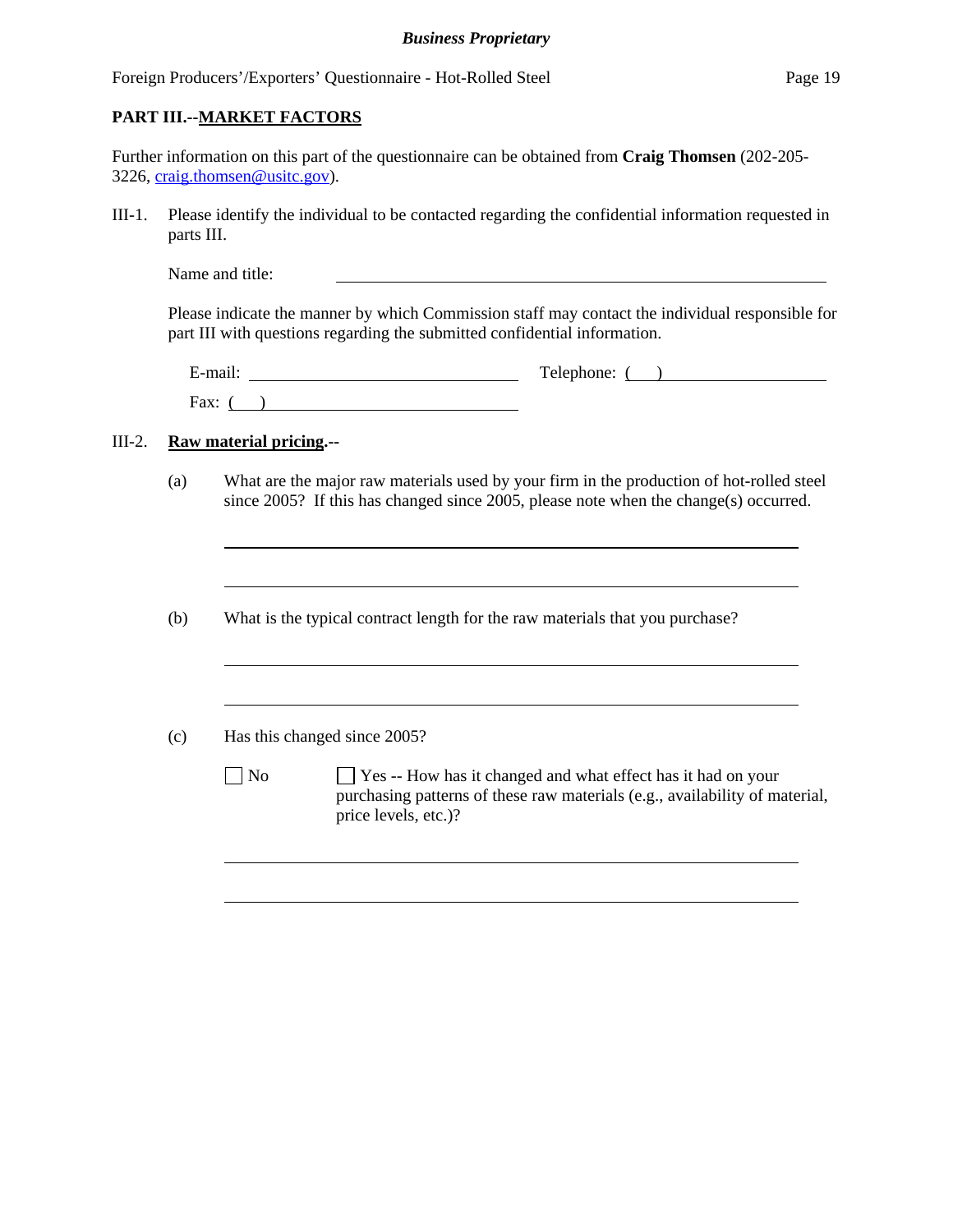## PART III.--MARKET FACTORS

Further information on this part of the questionnaire can be obtained from **Craig Thomsen** (202-205-3226, craig.thomsen@usitc.gov).

III-1. Please identify the individual to be contacted regarding the confidential information requested in parts III.

Name and title: ______________________________

Please indicate the manner by which Commission staff may contact the individual responsible for part III with questions regarding the submitted confidential information.

E-mail: ______________________ Telephone: (   ) ______________________

Fax: (   ) ______________________

III-2. **Raw material pricing.--**

(a) What are the major raw materials used by your firm in the production of hot-rolled steel since 2005? If this has changed since 2005, please note when the change(s) occurred.

______________________________

______________________________

(b) What is the typical contract length for the raw materials that you purchase?

______________________________

______________________________

(c) Has this changed since 2005?

☐ No ☐ Yes -- How has it changed and what effect has it had on your purchasing patterns of these raw materials (e.g., availability of material, price levels, etc.)?

______________________________

______________________________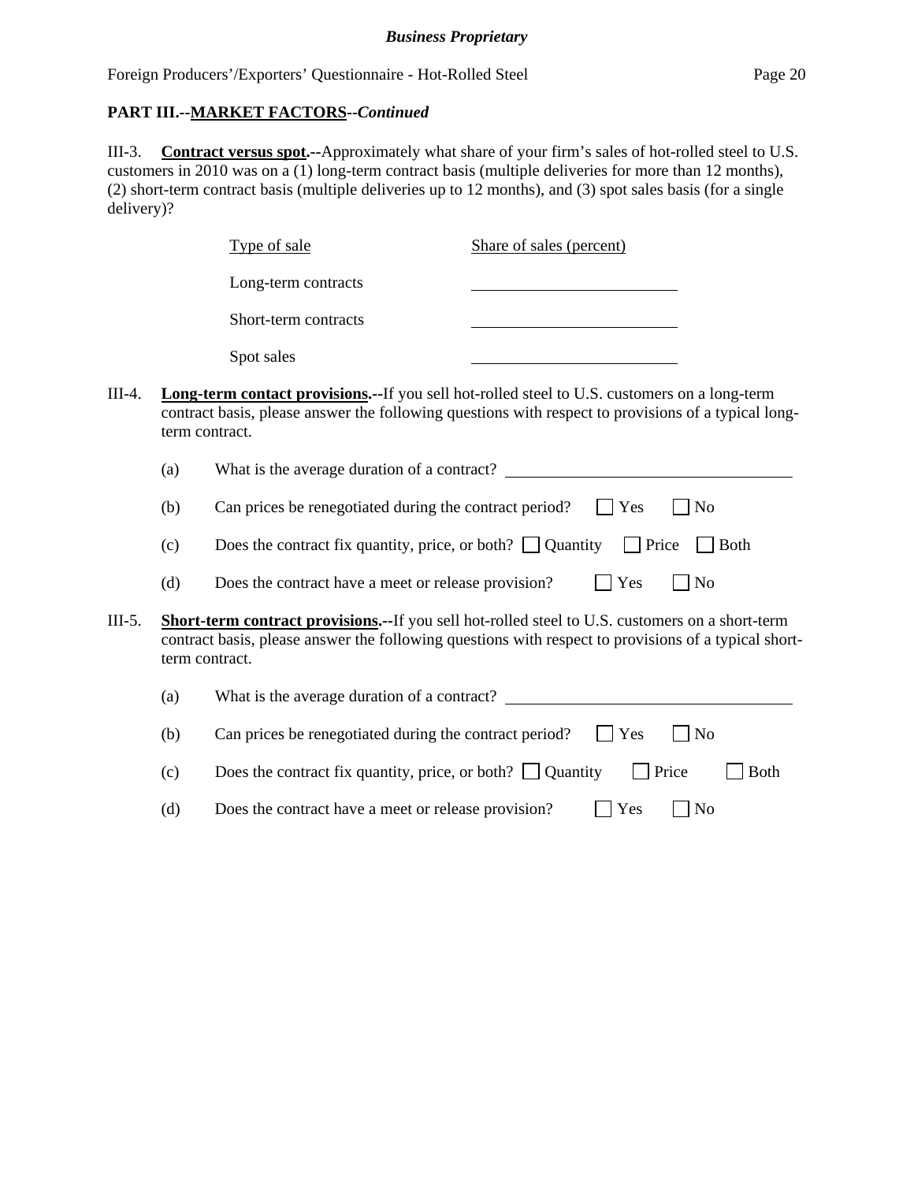**PART III.--MARKET FACTORS--*Continued***

III-3. **Contract versus spot.--**Approximately what share of your firm's sales of hot-rolled steel to U.S. customers in 2010 was on a (1) long-term contract basis (multiple deliveries for more than 12 months), (2) short-term contract basis (multiple deliveries up to 12 months), and (3) spot sales basis (for a single delivery)?

| Type of sale | Share of sales (percent) |
|---|---|
| Long-term contracts | ______________ |
| Short-term contracts | ______________ |
| Spot sales | ______________ |

III-4. **Long-term contact provisions.--**If you sell hot-rolled steel to U.S. customers on a long-term contract basis, please answer the following questions with respect to provisions of a typical long-term contract.

(a) What is the average duration of a contract? ______________

(b) Can prices be renegotiated during the contract period? ☐ Yes ☐ No

(c) Does the contract fix quantity, price, or both? ☐ Quantity ☐ Price ☐ Both

(d) Does the contract have a meet or release provision? ☐ Yes ☐ No

III-5. **Short-term contract provisions.--**If you sell hot-rolled steel to U.S. customers on a short-term contract basis, please answer the following questions with respect to provisions of a typical short-term contract.

(a) What is the average duration of a contract? ______________

(b) Can prices be renegotiated during the contract period? ☐ Yes ☐ No

(c) Does the contract fix quantity, price, or both? ☐ Quantity ☐ Price ☐ Both

(d) Does the contract have a meet or release provision? ☐ Yes ☐ No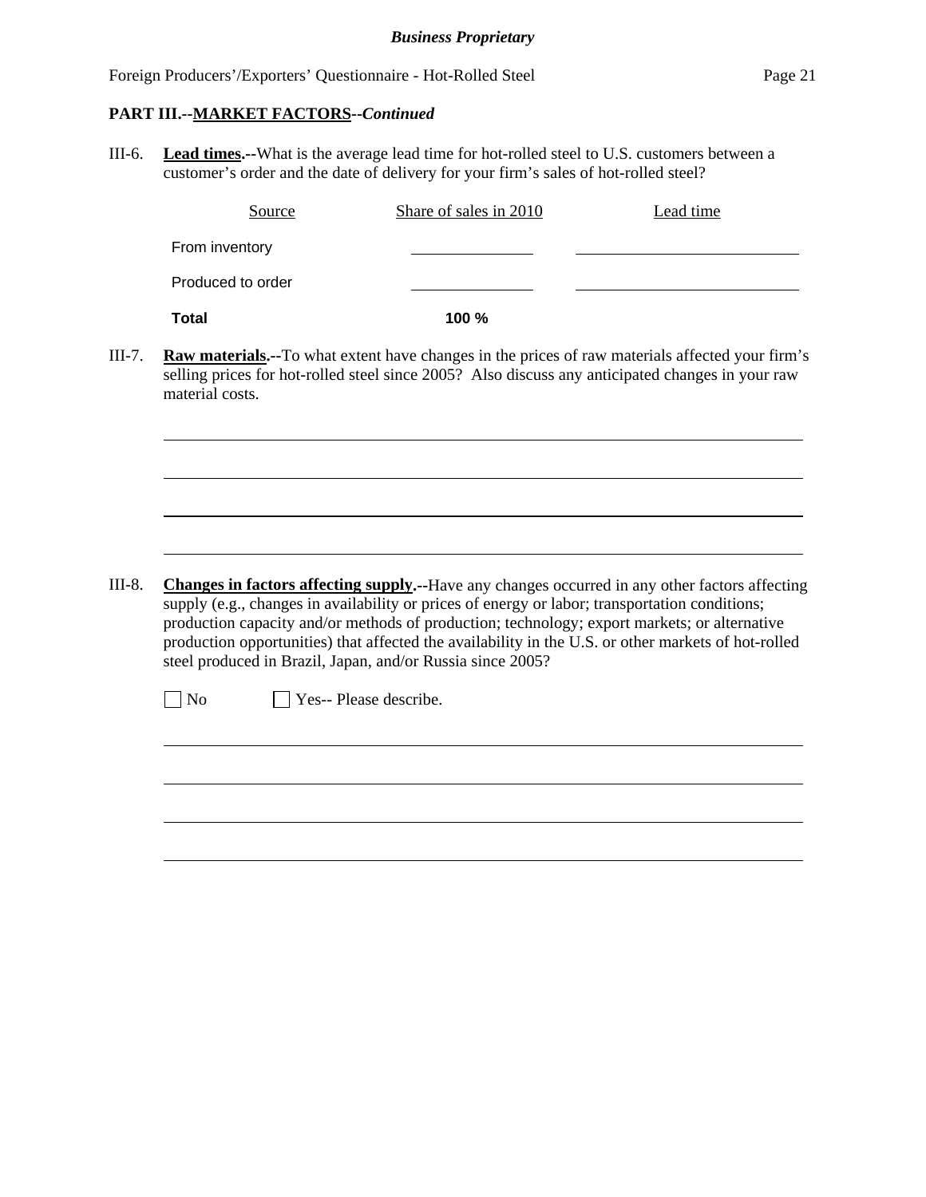## PART III.--MARKET FACTORS--*Continued*

III-6. **Lead times.--**What is the average lead time for hot-rolled steel to U.S. customers between a customer's order and the date of delivery for your firm's sales of hot-rolled steel?

| Source | Share of sales in 2010 | Lead time |
|---|---|---|
| From inventory | ______________ | ______________________ |
| Produced to order | ______________ | ______________________ |
| **Total** | **100 %** | |

III-7. **Raw materials.--**To what extent have changes in the prices of raw materials affected your firm's selling prices for hot-rolled steel since 2005? Also discuss any anticipated changes in your raw material costs.

______________________________________________________________________________

______________________________________________________________________________

______________________________________________________________________________

______________________________________________________________________________

III-8. **Changes in factors affecting supply.--**Have any changes occurred in any other factors affecting supply (e.g., changes in availability or prices of energy or labor; transportation conditions; production capacity and/or methods of production; technology; export markets; or alternative production opportunities) that affected the availability in the U.S. or other markets of hot-rolled steel produced in Brazil, Japan, and/or Russia since 2005?

☐ No ☐ Yes-- Please describe.

______________________________________________________________________________

______________________________________________________________________________

______________________________________________________________________________

______________________________________________________________________________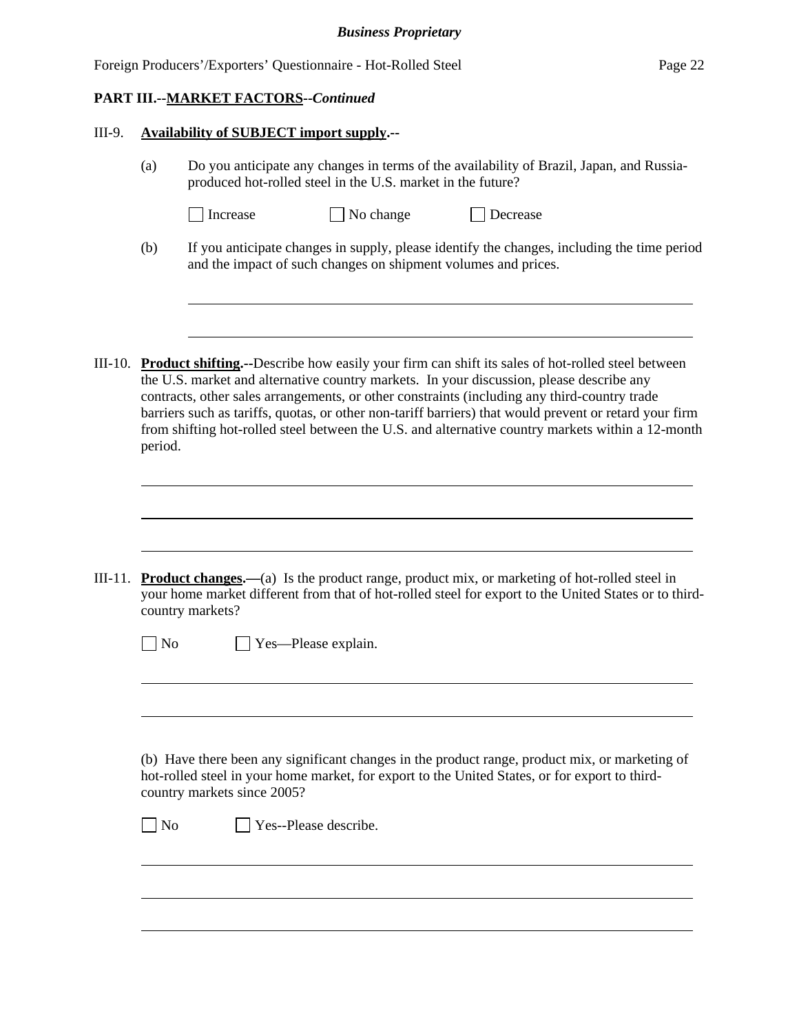**PART III.--MARKET FACTORS--*Continued***

III-9. **Availability of SUBJECT import supply.--**

(a) Do you anticipate any changes in terms of the availability of Brazil, Japan, and Russia-produced hot-rolled steel in the U.S. market in the future?

☐ Increase ☐ No change ☐ Decrease

(b) If you anticipate changes in supply, please identify the changes, including the time period and the impact of such changes on shipment volumes and prices.

\_\_\_\_\_\_\_\_\_\_\_\_\_\_\_\_\_\_\_\_\_\_\_\_\_\_\_\_\_\_\_\_\_\_\_\_\_\_\_\_\_\_\_\_\_\_\_\_\_\_\_\_\_\_\_\_\_\_\_\_

\_\_\_\_\_\_\_\_\_\_\_\_\_\_\_\_\_\_\_\_\_\_\_\_\_\_\_\_\_\_\_\_\_\_\_\_\_\_\_\_\_\_\_\_\_\_\_\_\_\_\_\_\_\_\_\_\_\_\_\_

III-10. **Product shifting.--**Describe how easily your firm can shift its sales of hot-rolled steel between the U.S. market and alternative country markets. In your discussion, please describe any contracts, other sales arrangements, or other constraints (including any third-country trade barriers such as tariffs, quotas, or other non-tariff barriers) that would prevent or retard your firm from shifting hot-rolled steel between the U.S. and alternative country markets within a 12-month period.

\_\_\_\_\_\_\_\_\_\_\_\_\_\_\_\_\_\_\_\_\_\_\_\_\_\_\_\_\_\_\_\_\_\_\_\_\_\_\_\_\_\_\_\_\_\_\_\_\_\_\_\_\_\_\_\_\_\_\_\_

\_\_\_\_\_\_\_\_\_\_\_\_\_\_\_\_\_\_\_\_\_\_\_\_\_\_\_\_\_\_\_\_\_\_\_\_\_\_\_\_\_\_\_\_\_\_\_\_\_\_\_\_\_\_\_\_\_\_\_\_

\_\_\_\_\_\_\_\_\_\_\_\_\_\_\_\_\_\_\_\_\_\_\_\_\_\_\_\_\_\_\_\_\_\_\_\_\_\_\_\_\_\_\_\_\_\_\_\_\_\_\_\_\_\_\_\_\_\_\_\_

III-11. **Product changes.—**(a) Is the product range, product mix, or marketing of hot-rolled steel in your home market different from that of hot-rolled steel for export to the United States or to third-country markets?

☐ No ☐ Yes—Please explain.

\_\_\_\_\_\_\_\_\_\_\_\_\_\_\_\_\_\_\_\_\_\_\_\_\_\_\_\_\_\_\_\_\_\_\_\_\_\_\_\_\_\_\_\_\_\_\_\_\_\_\_\_\_\_\_\_\_\_\_\_

\_\_\_\_\_\_\_\_\_\_\_\_\_\_\_\_\_\_\_\_\_\_\_\_\_\_\_\_\_\_\_\_\_\_\_\_\_\_\_\_\_\_\_\_\_\_\_\_\_\_\_\_\_\_\_\_\_\_\_\_

(b) Have there been any significant changes in the product range, product mix, or marketing of hot-rolled steel in your home market, for export to the United States, or for export to third-country markets since 2005?

☐ No ☐ Yes--Please describe.

\_\_\_\_\_\_\_\_\_\_\_\_\_\_\_\_\_\_\_\_\_\_\_\_\_\_\_\_\_\_\_\_\_\_\_\_\_\_\_\_\_\_\_\_\_\_\_\_\_\_\_\_\_\_\_\_\_\_\_\_

\_\_\_\_\_\_\_\_\_\_\_\_\_\_\_\_\_\_\_\_\_\_\_\_\_\_\_\_\_\_\_\_\_\_\_\_\_\_\_\_\_\_\_\_\_\_\_\_\_\_\_\_\_\_\_\_\_\_\_\_

\_\_\_\_\_\_\_\_\_\_\_\_\_\_\_\_\_\_\_\_\_\_\_\_\_\_\_\_\_\_\_\_\_\_\_\_\_\_\_\_\_\_\_\_\_\_\_\_\_\_\_\_\_\_\_\_\_\_\_\_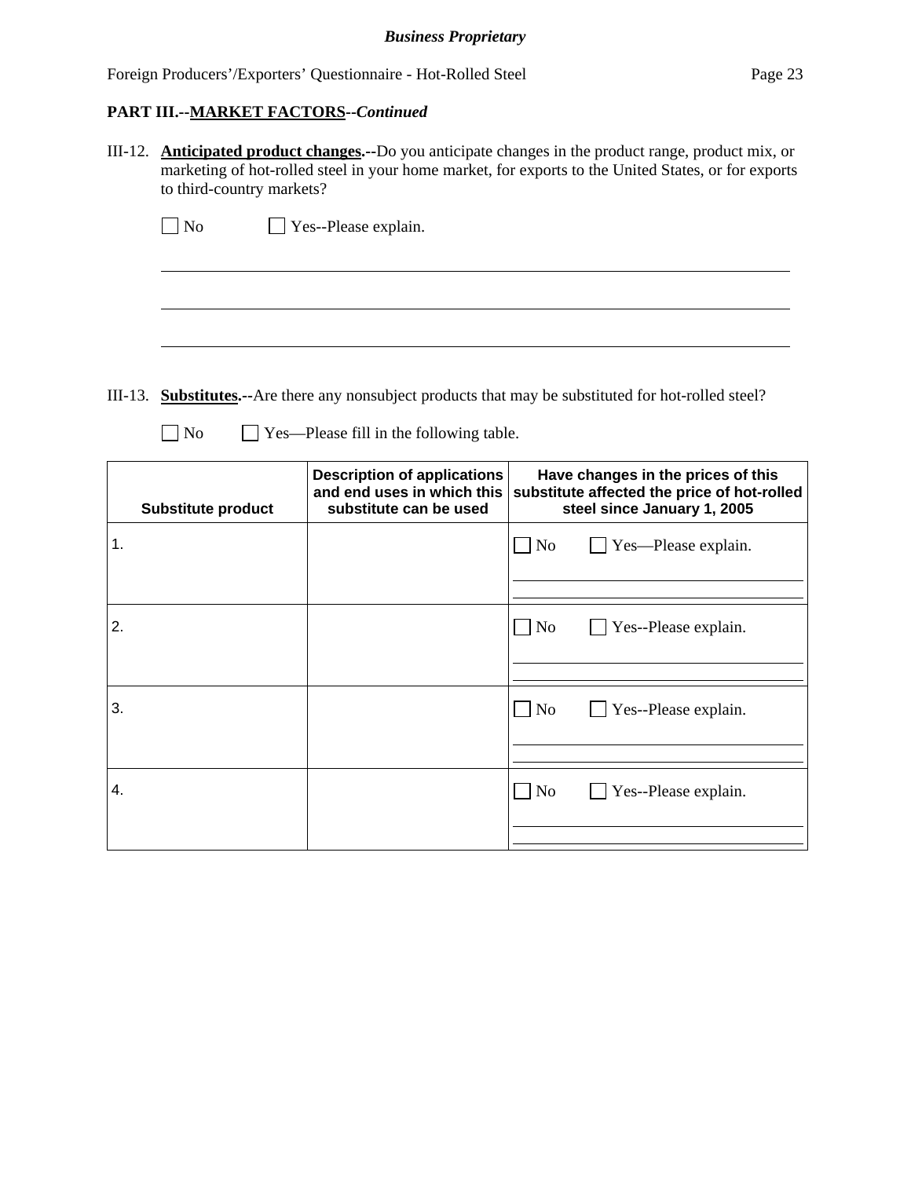**PART III.--MARKET FACTORS--*Continued***

III-12. **Anticipated product changes.--**Do you anticipate changes in the product range, product mix, or marketing of hot-rolled steel in your home market, for exports to the United States, or for exports to third-country markets?

☐ No ☐ Yes--Please explain.

\_\_\_\_\_\_\_\_\_\_\_\_\_\_\_\_\_\_\_\_\_\_\_\_\_\_\_\_\_\_\_\_\_\_\_\_\_\_\_\_\_\_\_\_\_\_\_\_\_\_\_\_\_\_\_\_\_\_\_\_\_\_\_\_\_\_\_\_\_\_

\_\_\_\_\_\_\_\_\_\_\_\_\_\_\_\_\_\_\_\_\_\_\_\_\_\_\_\_\_\_\_\_\_\_\_\_\_\_\_\_\_\_\_\_\_\_\_\_\_\_\_\_\_\_\_\_\_\_\_\_\_\_\_\_\_\_\_\_\_\_

\_\_\_\_\_\_\_\_\_\_\_\_\_\_\_\_\_\_\_\_\_\_\_\_\_\_\_\_\_\_\_\_\_\_\_\_\_\_\_\_\_\_\_\_\_\_\_\_\_\_\_\_\_\_\_\_\_\_\_\_\_\_\_\_\_\_\_\_\_\_

III-13. **Substitutes.--**Are there any nonsubject products that may be substituted for hot-rolled steel?

☐ No ☐ Yes—Please fill in the following table.

| Substitute product | Description of applications and end uses in which this substitute can be used | Have changes in the prices of this substitute affected the price of hot-rolled steel since January 1, 2005 |
| --- | --- | --- |
| 1. | | ☐ No ☐ Yes—Please explain. |
| 2. | | ☐ No ☐ Yes--Please explain. |
| 3. | | ☐ No ☐ Yes--Please explain. |
| 4. | | ☐ No ☐ Yes--Please explain. |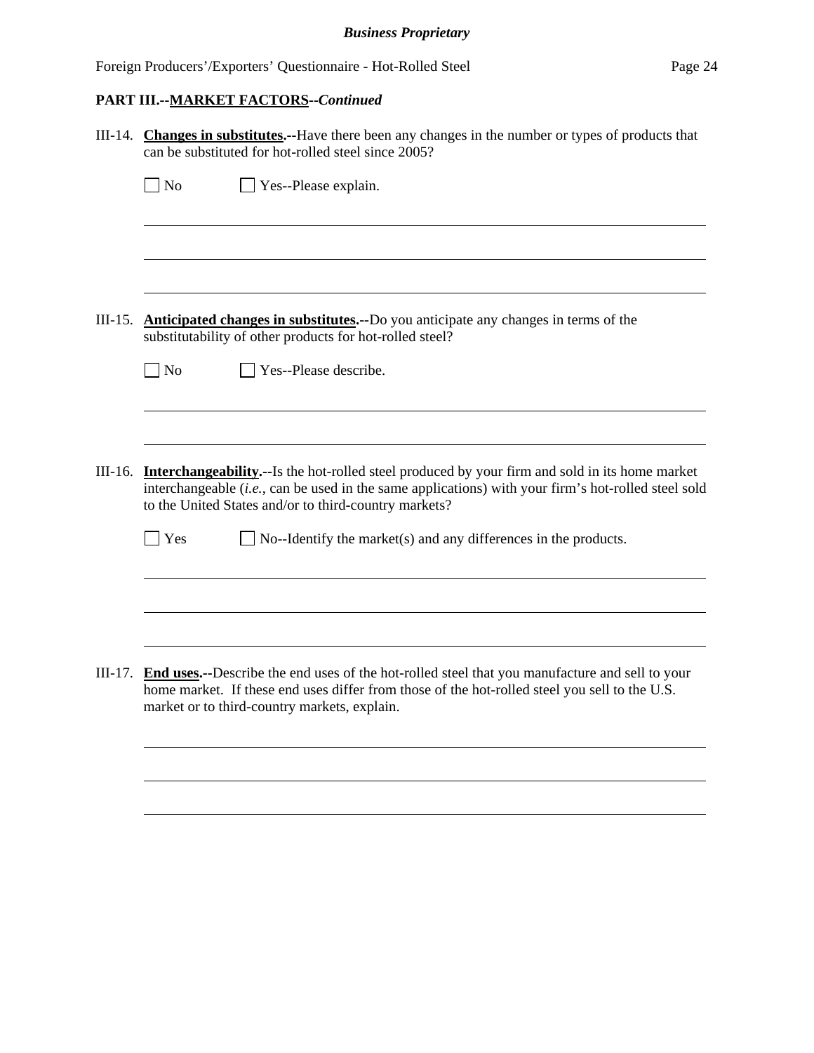**PART III.--MARKET FACTORS--*Continued***

III-14. **Changes in substitutes.--**Have there been any changes in the number or types of products that can be substituted for hot-rolled steel since 2005?

☐ No ☐ Yes--Please explain.

III-15. **Anticipated changes in substitutes.--**Do you anticipate any changes in terms of the substitutability of other products for hot-rolled steel?

☐ No ☐ Yes--Please describe.

III-16. **Interchangeability.--**Is the hot-rolled steel produced by your firm and sold in its home market interchangeable (*i.e.*, can be used in the same applications) with your firm's hot-rolled steel sold to the United States and/or to third-country markets?

☐ Yes ☐ No--Identify the market(s) and any differences in the products.

III-17. **End uses.--**Describe the end uses of the hot-rolled steel that you manufacture and sell to your home market. If these end uses differ from those of the hot-rolled steel you sell to the U.S. market or to third-country markets, explain.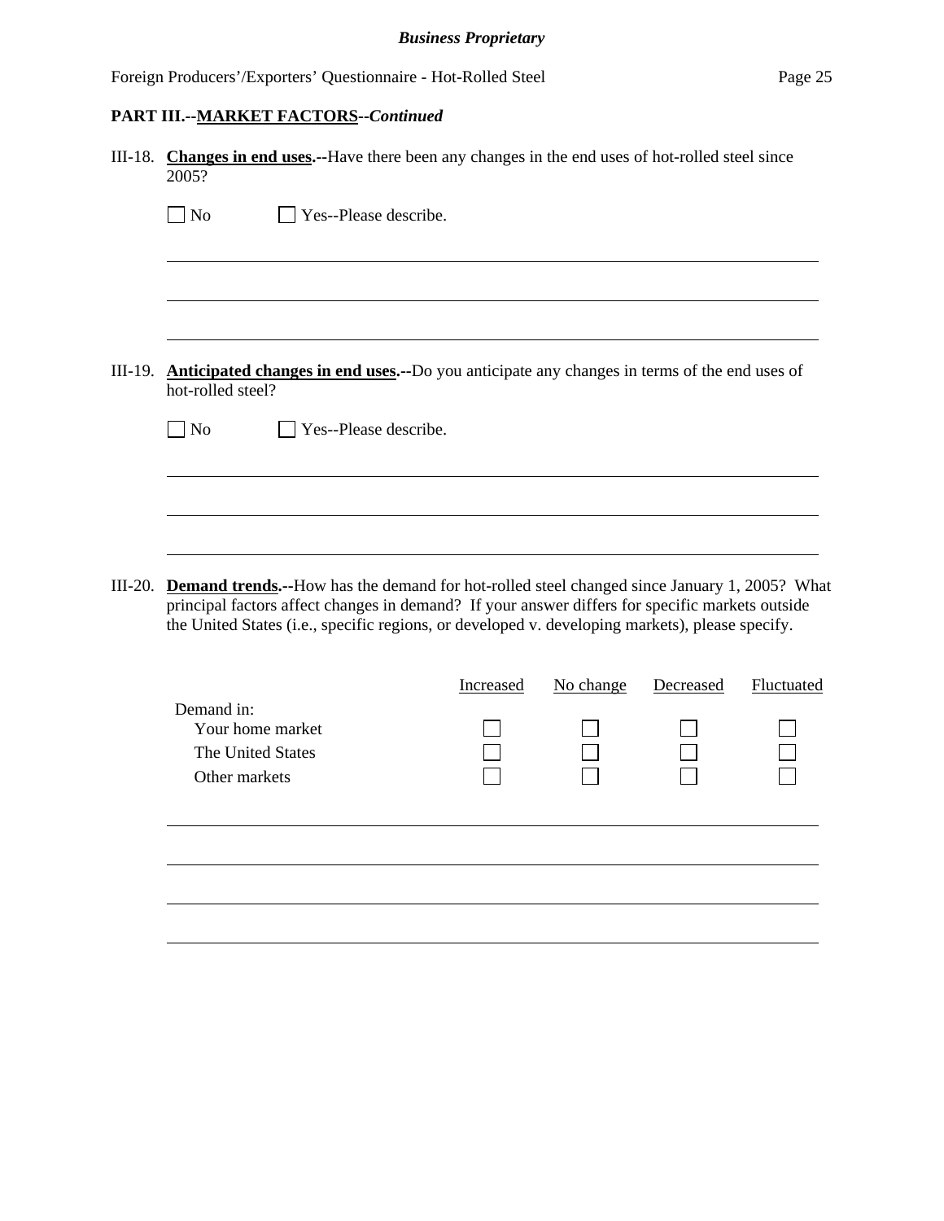## PART III.--MARKET FACTORS--*Continued*

III-18. **Changes in end uses.--**Have there been any changes in the end uses of hot-rolled steel since 2005?

☐ No ☐ Yes--Please describe.

\_\_\_\_\_\_\_\_\_\_\_\_\_\_\_\_\_\_\_\_\_\_\_\_\_\_\_\_\_\_\_\_\_\_\_\_\_\_\_\_\_\_\_\_\_\_\_\_\_\_\_\_\_\_\_\_\_\_\_\_\_\_\_\_\_\_\_\_\_\_\_\_

\_\_\_\_\_\_\_\_\_\_\_\_\_\_\_\_\_\_\_\_\_\_\_\_\_\_\_\_\_\_\_\_\_\_\_\_\_\_\_\_\_\_\_\_\_\_\_\_\_\_\_\_\_\_\_\_\_\_\_\_\_\_\_\_\_\_\_\_\_\_\_\_

\_\_\_\_\_\_\_\_\_\_\_\_\_\_\_\_\_\_\_\_\_\_\_\_\_\_\_\_\_\_\_\_\_\_\_\_\_\_\_\_\_\_\_\_\_\_\_\_\_\_\_\_\_\_\_\_\_\_\_\_\_\_\_\_\_\_\_\_\_\_\_\_

III-19. **Anticipated changes in end uses.--**Do you anticipate any changes in terms of the end uses of hot-rolled steel?

☐ No ☐ Yes--Please describe.

\_\_\_\_\_\_\_\_\_\_\_\_\_\_\_\_\_\_\_\_\_\_\_\_\_\_\_\_\_\_\_\_\_\_\_\_\_\_\_\_\_\_\_\_\_\_\_\_\_\_\_\_\_\_\_\_\_\_\_\_\_\_\_\_\_\_\_\_\_\_\_\_

\_\_\_\_\_\_\_\_\_\_\_\_\_\_\_\_\_\_\_\_\_\_\_\_\_\_\_\_\_\_\_\_\_\_\_\_\_\_\_\_\_\_\_\_\_\_\_\_\_\_\_\_\_\_\_\_\_\_\_\_\_\_\_\_\_\_\_\_\_\_\_\_

\_\_\_\_\_\_\_\_\_\_\_\_\_\_\_\_\_\_\_\_\_\_\_\_\_\_\_\_\_\_\_\_\_\_\_\_\_\_\_\_\_\_\_\_\_\_\_\_\_\_\_\_\_\_\_\_\_\_\_\_\_\_\_\_\_\_\_\_\_\_\_\_

III-20. **Demand trends.--**How has the demand for hot-rolled steel changed since January 1, 2005? What principal factors affect changes in demand? If your answer differs for specific markets outside the United States (i.e., specific regions, or developed v. developing markets), please specify.

| | Increased | No change | Decreased | Fluctuated |
|---|---|---|---|---|
| Demand in: | | | | |
| Your home market | ☐ | ☐ | ☐ | ☐ |
| The United States | ☐ | ☐ | ☐ | ☐ |
| Other markets | ☐ | ☐ | ☐ | ☐ |

\_\_\_\_\_\_\_\_\_\_\_\_\_\_\_\_\_\_\_\_\_\_\_\_\_\_\_\_\_\_\_\_\_\_\_\_\_\_\_\_\_\_\_\_\_\_\_\_\_\_\_\_\_\_\_\_\_\_\_\_\_\_\_\_\_\_\_\_\_\_\_\_

\_\_\_\_\_\_\_\_\_\_\_\_\_\_\_\_\_\_\_\_\_\_\_\_\_\_\_\_\_\_\_\_\_\_\_\_\_\_\_\_\_\_\_\_\_\_\_\_\_\_\_\_\_\_\_\_\_\_\_\_\_\_\_\_\_\_\_\_\_\_\_\_

\_\_\_\_\_\_\_\_\_\_\_\_\_\_\_\_\_\_\_\_\_\_\_\_\_\_\_\_\_\_\_\_\_\_\_\_\_\_\_\_\_\_\_\_\_\_\_\_\_\_\_\_\_\_\_\_\_\_\_\_\_\_\_\_\_\_\_\_\_\_\_\_

\_\_\_\_\_\_\_\_\_\_\_\_\_\_\_\_\_\_\_\_\_\_\_\_\_\_\_\_\_\_\_\_\_\_\_\_\_\_\_\_\_\_\_\_\_\_\_\_\_\_\_\_\_\_\_\_\_\_\_\_\_\_\_\_\_\_\_\_\_\_\_\_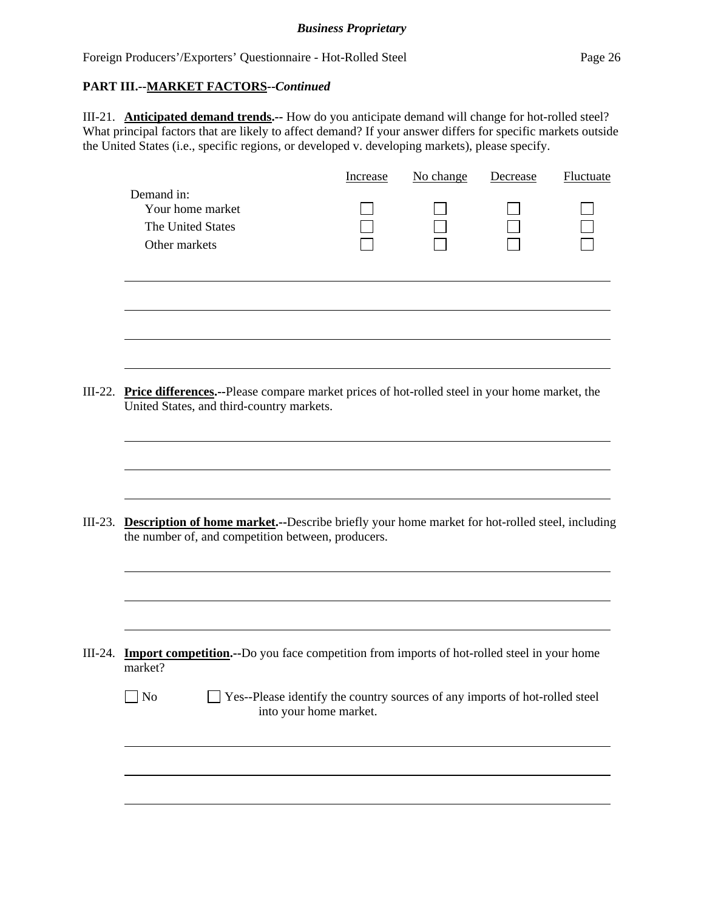**PART III.--MARKET FACTORS--*Continued***

III-21. **Anticipated demand trends.--** How do you anticipate demand will change for hot-rolled steel? What principal factors that are likely to affect demand? If your answer differs for specific markets outside the United States (i.e., specific regions, or developed v. developing markets), please specify.

| Demand in: | Increase | No change | Decrease | Fluctuate |
|---|---|---|---|---|
| Your home market | ☐ | ☐ | ☐ | ☐ |
| The United States | ☐ | ☐ | ☐ | ☐ |
| Other markets | ☐ | ☐ | ☐ | ☐ |

III-22. **Price differences.--**Please compare market prices of hot-rolled steel in your home market, the United States, and third-country markets.

III-23. **Description of home market.--**Describe briefly your home market for hot-rolled steel, including the number of, and competition between, producers.

III-24. **Import competition.--**Do you face competition from imports of hot-rolled steel in your home market?

☐ No ☐ Yes--Please identify the country sources of any imports of hot-rolled steel into your home market.